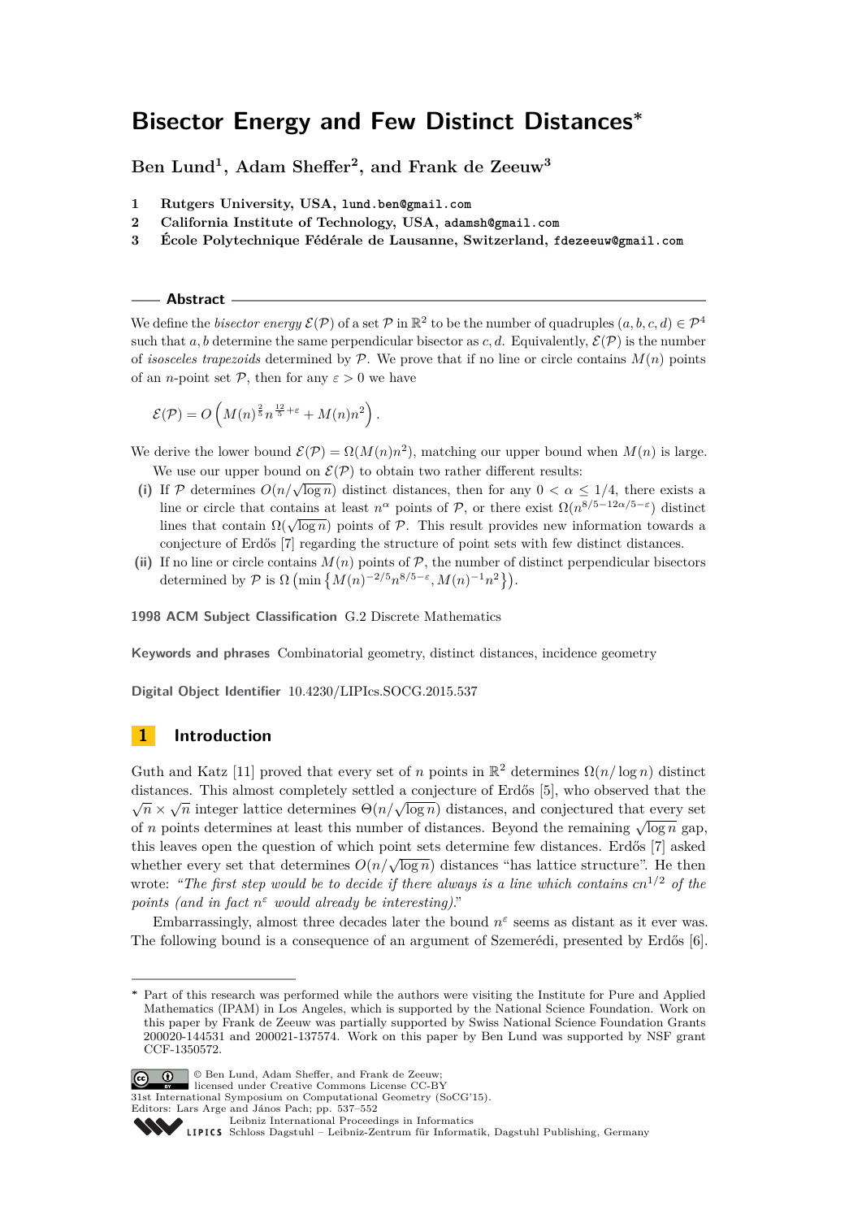# Bisector Energy and Few Distinct Distances*

**Ben Lund[1], Adam Sheffer[2], and Frank de Zeeuw[3]**

1. **Rutgers University, USA,** lund.ben@gmail.com
2. **California Institute of Technology, USA,** adamsh@gmail.com
3. **École Polytechnique Fédérale de Lausanne, Switzerland,** fdezeeuw@gmail.com

## Abstract

We define the *bisector energy* $\mathcal{E}(\mathcal{P})$ of a set $\mathcal{P}$ in $\mathbb{R}^2$ to be the number of quadruples $(a, b, c, d) \in \mathcal{P}^4$ such that $a, b$ determine the same perpendicular bisector as $c, d$. Equivalently, $\mathcal{E}(\mathcal{P})$ is the number of *isosceles trapezoids* determined by $\mathcal{P}$. We prove that if no line or circle contains $M(n)$ points of an $n$-point set $\mathcal{P}$, then for any $\varepsilon > 0$ we have

$$\mathcal{E}(\mathcal{P}) = O\left(M(n)^{\frac{2}{5}} n^{\frac{12}{5}+\varepsilon} + M(n)n^2\right).$$

We derive the lower bound $\mathcal{E}(\mathcal{P}) = \Omega(M(n)n^2)$, matching our upper bound when $M(n)$ is large.

We use our upper bound on $\mathcal{E}(\mathcal{P})$ to obtain two rather different results:

**(i)** If $\mathcal{P}$ determines $O(n/\sqrt{\log n})$ distinct distances, then for any $0 < \alpha \leq 1/4$, there exists a line or circle that contains at least $n^\alpha$ points of $\mathcal{P}$, or there exist $\Omega(n^{8/5-12\alpha/5-\varepsilon})$ distinct lines that contain $\Omega(\sqrt{\log n})$ points of $\mathcal{P}$. This result provides new information towards a conjecture of Erdős [7] regarding the structure of point sets with few distinct distances.

**(ii)** If no line or circle contains $M(n)$ points of $\mathcal{P}$, the number of distinct perpendicular bisectors determined by $\mathcal{P}$ is $\Omega\left(\min\left\{M(n)^{-2/5}n^{8/5-\varepsilon}, M(n)^{-1}n^2\right\}\right)$.

**1998 ACM Subject Classification** G.2 Discrete Mathematics

**Keywords and phrases** Combinatorial geometry, distinct distances, incidence geometry

**Digital Object Identifier** 10.4230/LIPIcs.SOCG.2015.537

## 1 Introduction

Guth and Katz [11] proved that every set of $n$ points in $\mathbb{R}^2$ determines $\Omega(n/\log n)$ distinct distances. This almost completely settled a conjecture of Erdős [5], who observed that the $\sqrt{n} \times \sqrt{n}$ integer lattice determines $\Theta(n/\sqrt{\log n})$ distances, and conjectured that every set of $n$ points determines at least this number of distances. Beyond the remaining $\sqrt{\log n}$ gap, this leaves open the question of which point sets determine few distances. Erdős [7] asked whether every set that determines $O(n/\sqrt{\log n})$ distances "has lattice structure". He then wrote: *"The first step would be to decide if there always is a line which contains $cn^{1/2}$ of the points (and in fact $n^\varepsilon$ would already be interesting)."*

Embarrassingly, almost three decades later the bound $n^\varepsilon$ seems as distant as it ever was. The following bound is a consequence of an argument of Szemerédi, presented by Erdős [6].

---

* Part of this research was performed while the authors were visiting the Institute for Pure and Applied Mathematics (IPAM) in Los Angeles, which is supported by the National Science Foundation. Work on this paper by Frank de Zeeuw was partially supported by Swiss National Science Foundation Grants 200020-144531 and 200021-137574. Work on this paper by Ben Lund was supported by NSF grant CCF-1350572.

© Ben Lund, Adam Sheffer, and Frank de Zeeuw; licensed under Creative Commons License CC-BY
31st International Symposium on Computational Geometry (SoCG'15).
Editors: Lars Arge and János Pach; pp. 537–552
Leibniz International Proceedings in Informatics
LIPICS Schloss Dagstuhl – Leibniz-Zentrum für Informatik, Dagstuhl Publishing, Germany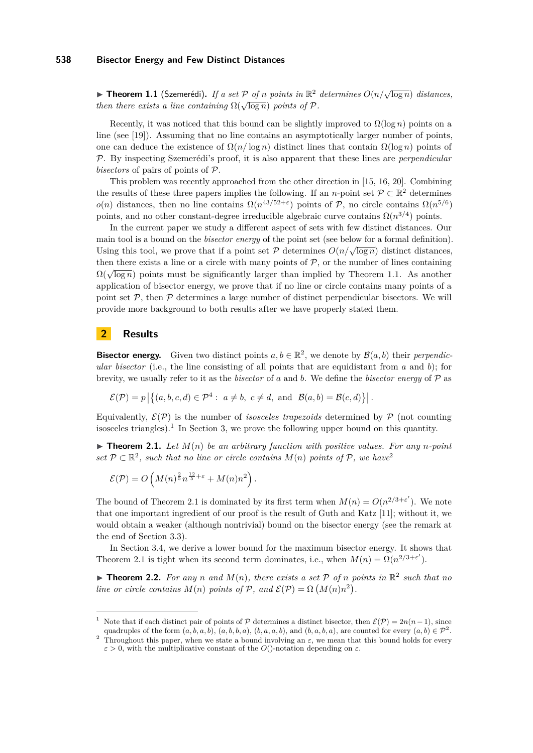▶ **Theorem 1.1** (Szemerédi). *If a set $\mathcal{P}$ of $n$ points in $\mathbb{R}^2$ determines $O(n/\sqrt{\log n})$ distances, then there exists a line containing $\Omega(\sqrt{\log n})$ points of $\mathcal{P}$.*

Recently, it was noticed that this bound can be slightly improved to $\Omega(\log n)$ points on a line (see [19]). Assuming that no line contains an asymptotically larger number of points, one can deduce the existence of $\Omega(n/\log n)$ distinct lines that contain $\Omega(\log n)$ points of $\mathcal{P}$. By inspecting Szemerédi's proof, it is also apparent that these lines are *perpendicular bisectors* of pairs of points of $\mathcal{P}$.

This problem was recently approached from the other direction in [15, 16, 20]. Combining the results of these three papers implies the following. If an $n$-point set $\mathcal{P} \subset \mathbb{R}^2$ determines $o(n)$ distances, then no line contains $\Omega(n^{43/52+\varepsilon})$ points of $\mathcal{P}$, no circle contains $\Omega(n^{5/6})$ points, and no other constant-degree irreducible algebraic curve contains $\Omega(n^{3/4})$ points.

In the current paper we study a different aspect of sets with few distinct distances. Our main tool is a bound on the *bisector energy* of the point set (see below for a formal definition). Using this tool, we prove that if a point set $\mathcal{P}$ determines $O(n/\sqrt{\log n})$ distinct distances, then there exists a line or a circle with many points of $\mathcal{P}$, or the number of lines containing $\Omega(\sqrt{\log n})$ points must be significantly larger than implied by Theorem 1.1. As another application of bisector energy, we prove that if no line or circle contains many points of a point set $\mathcal{P}$, then $\mathcal{P}$ determines a large number of distinct perpendicular bisectors. We will provide more background to both results after we have properly stated them.

## 2 Results

**Bisector energy.** Given two distinct points $a, b \in \mathbb{R}^2$, we denote by $\mathcal{B}(a, b)$ their *perpendicular bisector* (i.e., the line consisting of all points that are equidistant from $a$ and $b$); for brevity, we usually refer to it as the *bisector* of $a$ and $b$. We define the *bisector energy* of $\mathcal{P}$ as

$$\mathcal{E}(\mathcal{P}) = p\left|\left\{(a, b, c, d) \in \mathcal{P}^4 : \ a \neq b, \ c \neq d, \ \text{and} \ \ \mathcal{B}(a, b) = \mathcal{B}(c, d)\right\}\right|.$$

Equivalently, $\mathcal{E}(\mathcal{P})$ is the number of *isosceles trapezoids* determined by $\mathcal{P}$ (not counting isosceles triangles).[1] In Section 3, we prove the following upper bound on this quantity.

▶ **Theorem 2.1.** *Let $M(n)$ be an arbitrary function with positive values. For any $n$-point set $\mathcal{P} \subset \mathbb{R}^2$, such that no line or circle contains $M(n)$ points of $\mathcal{P}$, we have*[2]

$$\mathcal{E}(\mathcal{P}) = O\left(M(n)^{\frac{2}{5}} n^{\frac{12}{5}+\varepsilon} + M(n)n^2\right).$$

The bound of Theorem 2.1 is dominated by its first term when $M(n) = O(n^{2/3+\varepsilon'})$. We note that one important ingredient of our proof is the result of Guth and Katz [11]; without it, we would obtain a weaker (although nontrivial) bound on the bisector energy (see the remark at the end of Section 3.3).

In Section 3.4, we derive a lower bound for the maximum bisector energy. It shows that Theorem 2.1 is tight when its second term dominates, i.e., when $M(n) = \Omega(n^{2/3+\varepsilon'})$.

▶ **Theorem 2.2.** *For any $n$ and $M(n)$, there exists a set $\mathcal{P}$ of $n$ points in $\mathbb{R}^2$ such that no line or circle contains $M(n)$ points of $\mathcal{P}$, and $\mathcal{E}(\mathcal{P}) = \Omega\left(M(n)n^2\right)$.*

---

[1] Note that if each distinct pair of points of $\mathcal{P}$ determines a distinct bisector, then $\mathcal{E}(\mathcal{P}) = 2n(n-1)$, since quadruples of the form $(a, b, a, b)$, $(a, b, b, a)$, $(b, a, a, b)$, and $(b, a, b, a)$, are counted for every $(a, b) \in \mathcal{P}^2$.

[2] Throughout this paper, when we state a bound involving an $\varepsilon$, we mean that this bound holds for every $\varepsilon > 0$, with the multiplicative constant of the $O()$-notation depending on $\varepsilon$.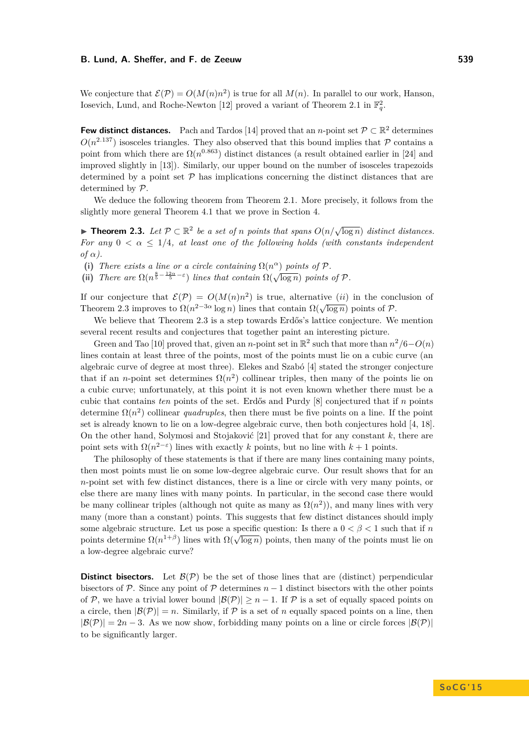We conjecture that $\mathcal{E}(\mathcal{P}) = O(M(n)n^2)$ is true for all $M(n)$. In parallel to our work, Hanson, Iosevich, Lund, and Roche-Newton [12] proved a variant of Theorem 2.1 in $\mathbb{F}_q^2$.

**Few distinct distances.** Pach and Tardos [14] proved that an $n$-point set $\mathcal{P} \subset \mathbb{R}^2$ determines $O(n^{2.137})$ isosceles triangles. They also observed that this bound implies that $\mathcal{P}$ contains a point from which there are $\Omega(n^{0.863})$ distinct distances (a result obtained earlier in [24] and improved slightly in [13]). Similarly, our upper bound on the number of isosceles trapezoids determined by a point set $\mathcal{P}$ has implications concerning the distinct distances that are determined by $\mathcal{P}$.

We deduce the following theorem from Theorem 2.1. More precisely, it follows from the slightly more general Theorem 4.1 that we prove in Section 4.

▶ **Theorem 2.3.** *Let $\mathcal{P} \subset \mathbb{R}^2$ be a set of $n$ points that spans $O(n/\sqrt{\log n})$ distinct distances. For any $0 < \alpha \leq 1/4$, at least one of the following holds (with constants independent of $\alpha$).*

**(i)** *There exists a line or a circle containing $\Omega(n^{\alpha})$ points of $\mathcal{P}$.*
**(ii)** *There are $\Omega(n^{\frac{8}{5} - \frac{12\alpha}{5} - \varepsilon})$ lines that contain $\Omega(\sqrt{\log n})$ points of $\mathcal{P}$.*

If our conjecture that $\mathcal{E}(\mathcal{P}) = O(M(n)n^2)$ is true, alternative *(ii)* in the conclusion of Theorem 2.3 improves to $\Omega(n^{2-3\alpha} \log n)$ lines that contain $\Omega(\sqrt{\log n})$ points of $\mathcal{P}$.

We believe that Theorem 2.3 is a step towards Erdős's lattice conjecture. We mention several recent results and conjectures that together paint an interesting picture.

Green and Tao [10] proved that, given an $n$-point set in $\mathbb{R}^2$ such that more than $n^2/6 - O(n)$ lines contain at least three of the points, most of the points must lie on a cubic curve (an algebraic curve of degree at most three). Elekes and Szabó [4] stated the stronger conjecture that if an $n$-point set determines $\Omega(n^2)$ collinear triples, then many of the points lie on a cubic curve; unfortunately, at this point it is not even known whether there must be a cubic that contains *ten* points of the set. Erdős and Purdy [8] conjectured that if $n$ points determine $\Omega(n^2)$ collinear *quadruples*, then there must be five points on a line. If the point set is already known to lie on a low-degree algebraic curve, then both conjectures hold [4, 18]. On the other hand, Solymosi and Stojaković [21] proved that for any constant $k$, there are point sets with $\Omega(n^{2-\varepsilon})$ lines with exactly $k$ points, but no line with $k+1$ points.

The philosophy of these statements is that if there are many lines containing many points, then most points must lie on some low-degree algebraic curve. Our result shows that for an $n$-point set with few distinct distances, there is a line or circle with very many points, or else there are many lines with many points. In particular, in the second case there would be many collinear triples (although not quite as many as $\Omega(n^2)$), and many lines with very many (more than a constant) points. This suggests that few distinct distances should imply some algebraic structure. Let us pose a specific question: Is there a $0 < \beta < 1$ such that if $n$ points determine $\Omega(n^{1+\beta})$ lines with $\Omega(\sqrt{\log n})$ points, then many of the points must lie on a low-degree algebraic curve?

**Distinct bisectors.** Let $\mathcal{B}(\mathcal{P})$ be the set of those lines that are (distinct) perpendicular bisectors of $\mathcal{P}$. Since any point of $\mathcal{P}$ determines $n-1$ distinct bisectors with the other points of $\mathcal{P}$, we have a trivial lower bound $|\mathcal{B}(\mathcal{P})| \geq n-1$. If $\mathcal{P}$ is a set of equally spaced points on a circle, then $|\mathcal{B}(\mathcal{P})| = n$. Similarly, if $\mathcal{P}$ is a set of $n$ equally spaced points on a line, then $|\mathcal{B}(\mathcal{P})| = 2n-3$. As we now show, forbidding many points on a line or circle forces $|\mathcal{B}(\mathcal{P})|$ to be significantly larger.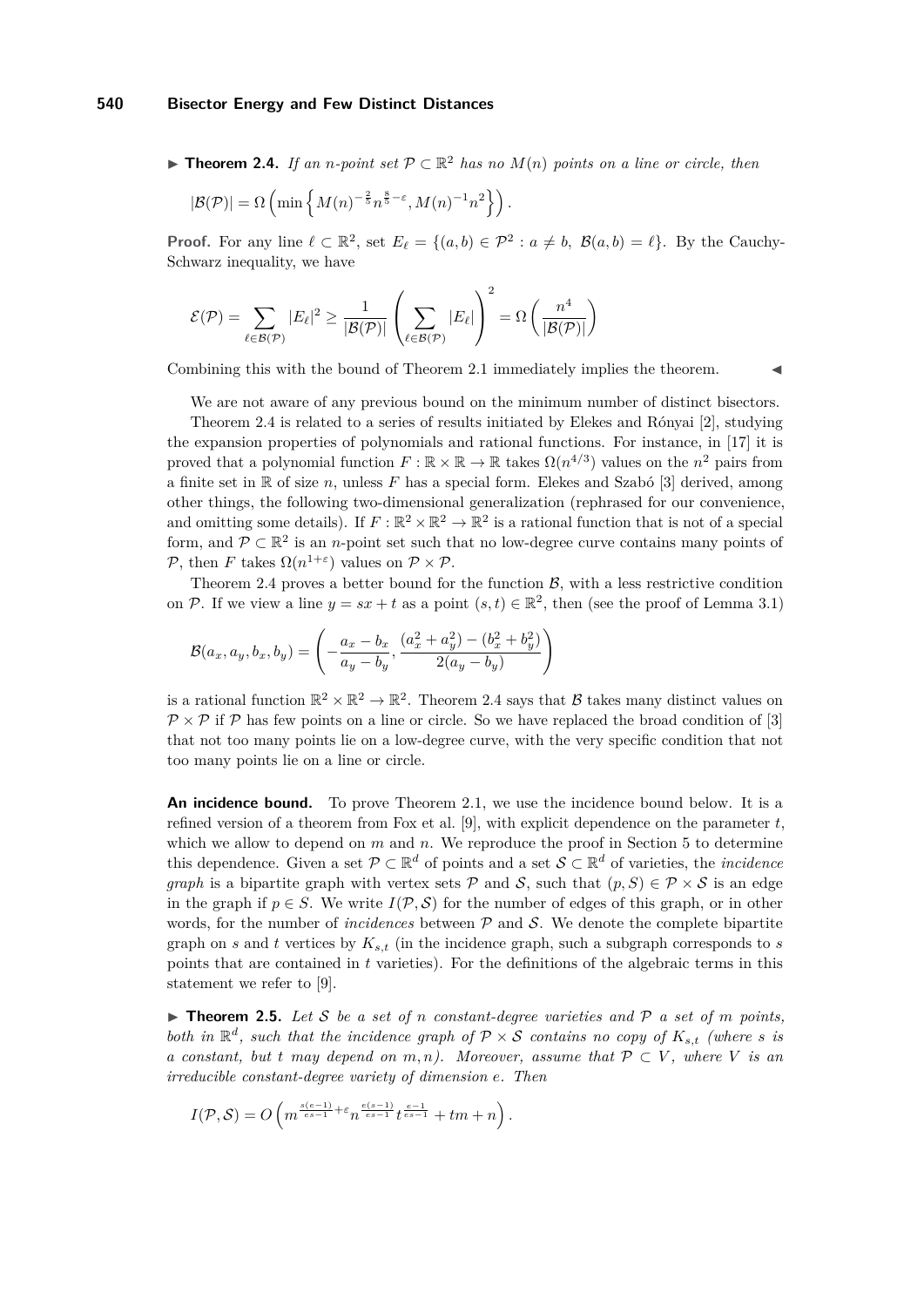▶ **Theorem 2.4.** *If an $n$-point set $\mathcal{P} \subset \mathbb{R}^2$ has no $M(n)$ points on a line or circle, then*

$$|\mathcal{B}(\mathcal{P})| = \Omega\left(\min\left\{M(n)^{-\frac{2}{5}} n^{\frac{8}{5}-\varepsilon}, M(n)^{-1} n^2\right\}\right).$$

**Proof.** For any line $\ell \subset \mathbb{R}^2$, set $E_\ell = \{(a,b) \in \mathcal{P}^2 : a \neq b,\ \mathcal{B}(a,b) = \ell\}$. By the Cauchy-Schwarz inequality, we have

$$\mathcal{E}(\mathcal{P}) = \sum_{\ell \in \mathcal{B}(\mathcal{P})} |E_\ell|^2 \geq \frac{1}{|\mathcal{B}(\mathcal{P})|}\left(\sum_{\ell \in \mathcal{B}(\mathcal{P})} |E_\ell|\right)^2 = \Omega\left(\frac{n^4}{|\mathcal{B}(\mathcal{P})|}\right)$$

Combining this with the bound of Theorem 2.1 immediately implies the theorem. ◀

We are not aware of any previous bound on the minimum number of distinct bisectors.

Theorem 2.4 is related to a series of results initiated by Elekes and Rónyai [2], studying the expansion properties of polynomials and rational functions. For instance, in [17] it is proved that a polynomial function $F : \mathbb{R} \times \mathbb{R} \to \mathbb{R}$ takes $\Omega(n^{4/3})$ values on the $n^2$ pairs from a finite set in $\mathbb{R}$ of size $n$, unless $F$ has a special form. Elekes and Szabó [3] derived, among other things, the following two-dimensional generalization (rephrased for our convenience, and omitting some details). If $F : \mathbb{R}^2 \times \mathbb{R}^2 \to \mathbb{R}^2$ is a rational function that is not of a special form, and $\mathcal{P} \subset \mathbb{R}^2$ is an $n$-point set such that no low-degree curve contains many points of $\mathcal{P}$, then $F$ takes $\Omega(n^{1+\varepsilon})$ values on $\mathcal{P} \times \mathcal{P}$.

Theorem 2.4 proves a better bound for the function $\mathcal{B}$, with a less restrictive condition on $\mathcal{P}$. If we view a line $y = sx + t$ as a point $(s,t) \in \mathbb{R}^2$, then (see the proof of Lemma 3.1)

$$\mathcal{B}(a_x, a_y, b_x, b_y) = \left(-\frac{a_x - b_x}{a_y - b_y}, \frac{(a_x^2 + a_y^2) - (b_x^2 + b_y^2)}{2(a_y - b_y)}\right)$$

is a rational function $\mathbb{R}^2 \times \mathbb{R}^2 \to \mathbb{R}^2$. Theorem 2.4 says that $\mathcal{B}$ takes many distinct values on $\mathcal{P} \times \mathcal{P}$ if $\mathcal{P}$ has few points on a line or circle. So we have replaced the broad condition of [3] that not too many points lie on a low-degree curve, with the very specific condition that not too many points lie on a line or circle.

**An incidence bound.** To prove Theorem 2.1, we use the incidence bound below. It is a refined version of a theorem from Fox et al. [9], with explicit dependence on the parameter $t$, which we allow to depend on $m$ and $n$. We reproduce the proof in Section 5 to determine this dependence. Given a set $\mathcal{P} \subset \mathbb{R}^d$ of points and a set $\mathcal{S} \subset \mathbb{R}^d$ of varieties, the *incidence graph* is a bipartite graph with vertex sets $\mathcal{P}$ and $\mathcal{S}$, such that $(p, S) \in \mathcal{P} \times \mathcal{S}$ is an edge in the graph if $p \in S$. We write $I(\mathcal{P}, \mathcal{S})$ for the number of edges of this graph, or in other words, for the number of *incidences* between $\mathcal{P}$ and $\mathcal{S}$. We denote the complete bipartite graph on $s$ and $t$ vertices by $K_{s,t}$ (in the incidence graph, such a subgraph corresponds to $s$ points that are contained in $t$ varieties). For the definitions of the algebraic terms in this statement we refer to [9].

▶ **Theorem 2.5.** *Let $\mathcal{S}$ be a set of $n$ constant-degree varieties and $\mathcal{P}$ a set of $m$ points, both in $\mathbb{R}^d$, such that the incidence graph of $\mathcal{P} \times \mathcal{S}$ contains no copy of $K_{s,t}$ (where $s$ is a constant, but $t$ may depend on $m, n$). Moreover, assume that $\mathcal{P} \subset V$, where $V$ is an irreducible constant-degree variety of dimension $e$. Then*

$$I(\mathcal{P}, \mathcal{S}) = O\left(m^{\frac{s(e-1)}{es-1}+\varepsilon} n^{\frac{e(s-1)}{es-1}} t^{\frac{e-1}{es-1}} + tm + n\right).$$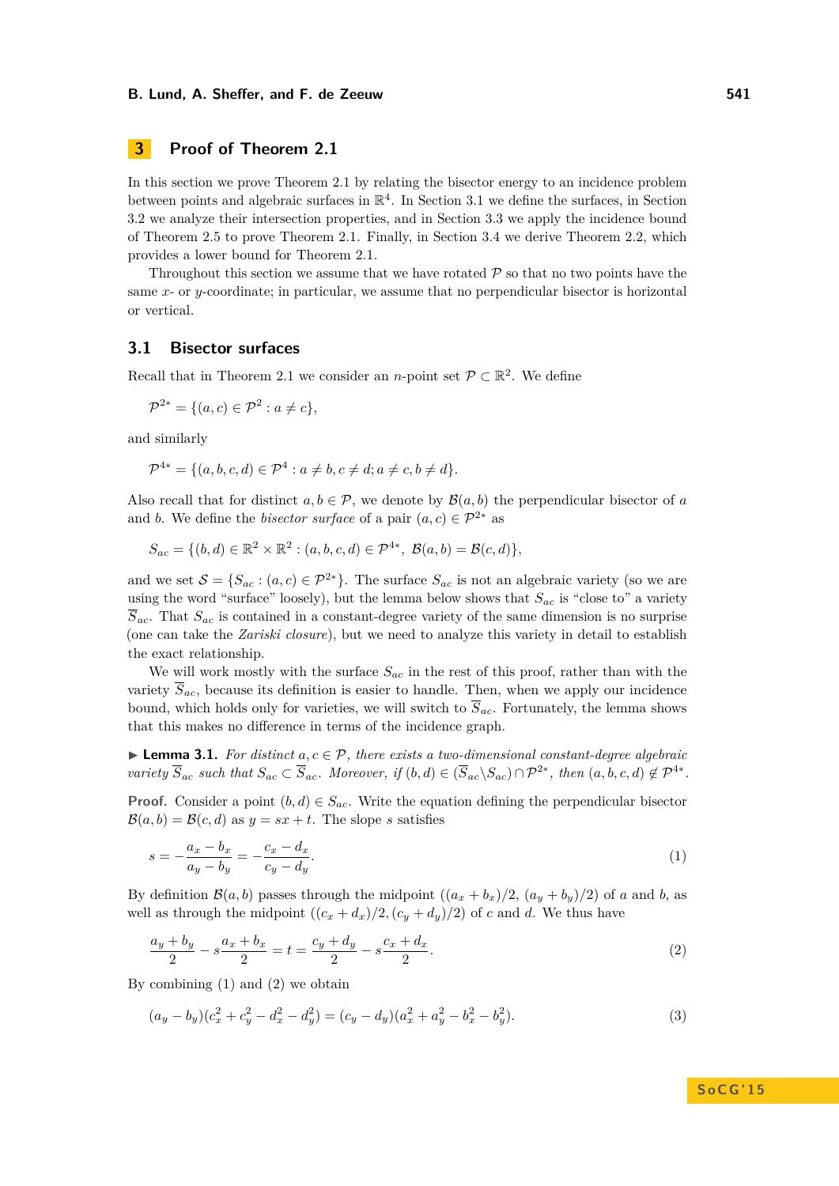## 3 Proof of Theorem 2.1

In this section we prove Theorem 2.1 by relating the bisector energy to an incidence problem between points and algebraic surfaces in $\mathbb{R}^4$. In Section 3.1 we define the surfaces, in Section 3.2 we analyze their intersection properties, and in Section 3.3 we apply the incidence bound of Theorem 2.5 to prove Theorem 2.1. Finally, in Section 3.4 we derive Theorem 2.2, which provides a lower bound for Theorem 2.1.

Throughout this section we assume that we have rotated $\mathcal{P}$ so that no two points have the same $x$- or $y$-coordinate; in particular, we assume that no perpendicular bisector is horizontal or vertical.

### 3.1 Bisector surfaces

Recall that in Theorem 2.1 we consider an $n$-point set $\mathcal{P} \subset \mathbb{R}^2$. We define

$$\mathcal{P}^{2*} = \{(a, c) \in \mathcal{P}^2 : a \neq c\},$$

and similarly

$$\mathcal{P}^{4*} = \{(a, b, c, d) \in \mathcal{P}^4 : a \neq b, c \neq d; a \neq c, b \neq d\}.$$

Also recall that for distinct $a, b \in \mathcal{P}$, we denote by $\mathcal{B}(a, b)$ the perpendicular bisector of $a$ and $b$. We define the *bisector surface* of a pair $(a, c) \in \mathcal{P}^{2*}$ as

$$S_{ac} = \{(b, d) \in \mathbb{R}^2 \times \mathbb{R}^2 : (a, b, c, d) \in \mathcal{P}^{4*},\ \mathcal{B}(a, b) = \mathcal{B}(c, d)\},$$

and we set $\mathcal{S} = \{S_{ac} : (a, c) \in \mathcal{P}^{2*}\}$. The surface $S_{ac}$ is not an algebraic variety (so we are using the word "surface" loosely), but the lemma below shows that $S_{ac}$ is "close to" a variety $\overline{S}_{ac}$. That $S_{ac}$ is contained in a constant-degree variety of the same dimension is no surprise (one can take the *Zariski closure*), but we need to analyze this variety in detail to establish the exact relationship.

We will work mostly with the surface $S_{ac}$ in the rest of this proof, rather than with the variety $\overline{S}_{ac}$, because its definition is easier to handle. Then, when we apply our incidence bound, which holds only for varieties, we will switch to $\overline{S}_{ac}$. Fortunately, the lemma shows that this makes no difference in terms of the incidence graph.

▶ **Lemma 3.1.** *For distinct $a, c \in \mathcal{P}$, there exists a two-dimensional constant-degree algebraic variety $\overline{S}_{ac}$ such that $S_{ac} \subset \overline{S}_{ac}$. Moreover, if $(b, d) \in (\overline{S}_{ac} \backslash S_{ac}) \cap \mathcal{P}^{2*}$, then $(a, b, c, d) \notin \mathcal{P}^{4*}$.*

**Proof.** Consider a point $(b, d) \in S_{ac}$. Write the equation defining the perpendicular bisector $\mathcal{B}(a, b) = \mathcal{B}(c, d)$ as $y = sx + t$. The slope $s$ satisfies

$$s = -\frac{a_x - b_x}{a_y - b_y} = -\frac{c_x - d_x}{c_y - d_y}. \tag{1}$$

By definition $\mathcal{B}(a, b)$ passes through the midpoint $((a_x + b_x)/2, (a_y + b_y)/2)$ of $a$ and $b$, as well as through the midpoint $((c_x + d_x)/2, (c_y + d_y)/2)$ of $c$ and $d$. We thus have

$$\frac{a_y + b_y}{2} - s\frac{a_x + b_x}{2} = t = \frac{c_y + d_y}{2} - s\frac{c_x + d_x}{2}. \tag{2}$$

By combining (1) and (2) we obtain

$$(a_y - b_y)(c_x^2 + c_y^2 - d_x^2 - d_y^2) = (c_y - d_y)(a_x^2 + a_y^2 - b_x^2 - b_y^2). \tag{3}$$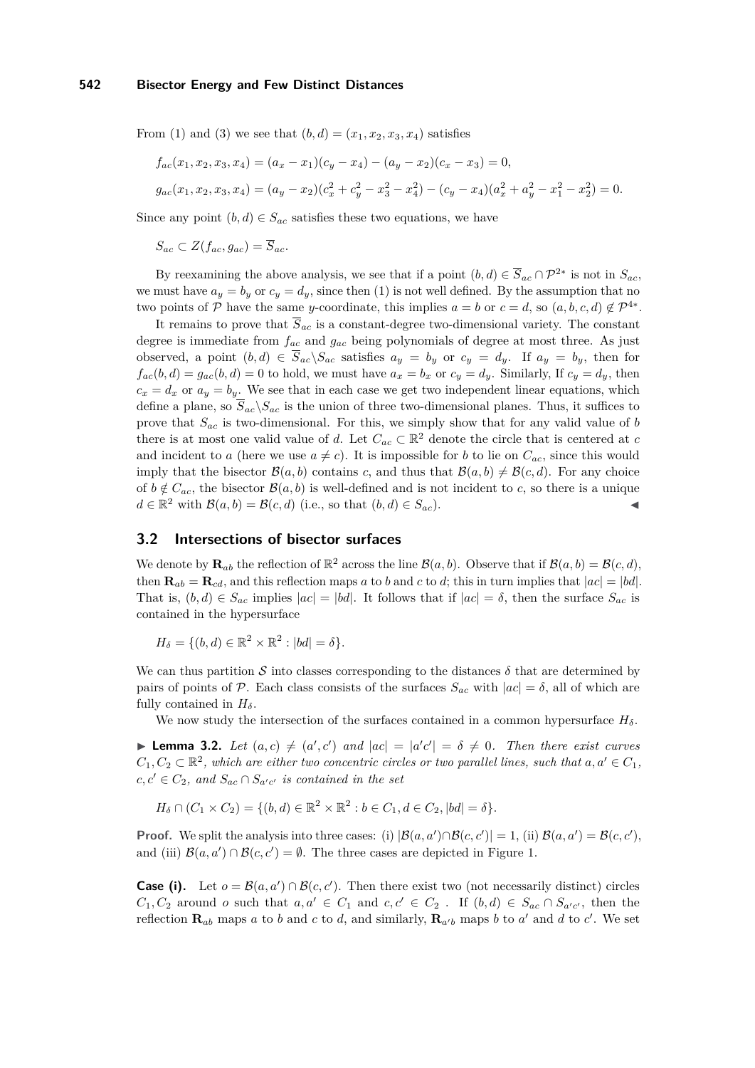From (1) and (3) we see that $(b,d) = (x_1, x_2, x_3, x_4)$ satisfies

$$f_{ac}(x_1,x_2,x_3,x_4) = (a_x - x_1)(c_y - x_4) - (a_y - x_2)(c_x - x_3) = 0,$$

$$g_{ac}(x_1,x_2,x_3,x_4) = (a_y - x_2)(c_x^2 + c_y^2 - x_3^2 - x_4^2) - (c_y - x_4)(a_x^2 + a_y^2 - x_1^2 - x_2^2) = 0.$$

Since any point $(b,d) \in S_{ac}$ satisfies these two equations, we have

$$S_{ac} \subset Z(f_{ac}, g_{ac}) = \overline{S}_{ac}.$$

By reexamining the above analysis, we see that if a point $(b,d) \in \overline{S}_{ac} \cap \mathcal{P}^{2*}$ is not in $S_{ac}$, we must have $a_y = b_y$ or $c_y = d_y$, since then (1) is not well defined. By the assumption that no two points of $\mathcal{P}$ have the same $y$-coordinate, this implies $a = b$ or $c = d$, so $(a,b,c,d) \notin \mathcal{P}^{4*}$.

It remains to prove that $\overline{S}_{ac}$ is a constant-degree two-dimensional variety. The constant degree is immediate from $f_{ac}$ and $g_{ac}$ being polynomials of degree at most three. As just observed, a point $(b,d) \in \overline{S}_{ac} \backslash S_{ac}$ satisfies $a_y = b_y$ or $c_y = d_y$. If $a_y = b_y$, then for $f_{ac}(b,d) = g_{ac}(b,d) = 0$ to hold, we must have $a_x = b_x$ or $c_y = d_y$. Similarly, If $c_y = d_y$, then $c_x = d_x$ or $a_y = b_y$. We see that in each case we get two independent linear equations, which define a plane, so $\overline{S}_{ac} \backslash S_{ac}$ is the union of three two-dimensional planes. Thus, it suffices to prove that $S_{ac}$ is two-dimensional. For this, we simply show that for any valid value of $b$ there is at most one valid value of $d$. Let $C_{ac} \subset \mathbb{R}^2$ denote the circle that is centered at $c$ and incident to $a$ (here we use $a \neq c$). It is impossible for $b$ to lie on $C_{ac}$, since this would imply that the bisector $\mathcal{B}(a,b)$ contains $c$, and thus that $\mathcal{B}(a,b) \neq \mathcal{B}(c,d)$. For any choice of $b \notin C_{ac}$, the bisector $\mathcal{B}(a,b)$ is well-defined and is not incident to $c$, so there is a unique $d \in \mathbb{R}^2$ with $\mathcal{B}(a,b) = \mathcal{B}(c,d)$ (i.e., so that $(b,d) \in S_{ac}$). ◀

## 3.2 Intersections of bisector surfaces

We denote by $\mathbf{R}_{ab}$ the reflection of $\mathbb{R}^2$ across the line $\mathcal{B}(a,b)$. Observe that if $\mathcal{B}(a,b) = \mathcal{B}(c,d)$, then $\mathbf{R}_{ab} = \mathbf{R}_{cd}$, and this reflection maps $a$ to $b$ and $c$ to $d$; this in turn implies that $|ac| = |bd|$. That is, $(b,d) \in S_{ac}$ implies $|ac| = |bd|$. It follows that if $|ac| = \delta$, then the surface $S_{ac}$ is contained in the hypersurface

$$H_\delta = \{(b,d) \in \mathbb{R}^2 \times \mathbb{R}^2 : |bd| = \delta\}.$$

We can thus partition $\mathcal{S}$ into classes corresponding to the distances $\delta$ that are determined by pairs of points of $\mathcal{P}$. Each class consists of the surfaces $S_{ac}$ with $|ac| = \delta$, all of which are fully contained in $H_\delta$.

We now study the intersection of the surfaces contained in a common hypersurface $H_\delta$.

▶ **Lemma 3.2.** *Let $(a,c) \neq (a',c')$ and $|ac| = |a'c'| = \delta \neq 0$. Then there exist curves $C_1, C_2 \subset \mathbb{R}^2$, which are either two concentric circles or two parallel lines, such that $a, a' \in C_1$, $c, c' \in C_2$, and $S_{ac} \cap S_{a'c'}$ is contained in the set*

$$H_\delta \cap (C_1 \times C_2) = \{(b,d) \in \mathbb{R}^2 \times \mathbb{R}^2 : b \in C_1, d \in C_2, |bd| = \delta\}.$$

**Proof.** We split the analysis into three cases: (i) $|\mathcal{B}(a,a') \cap \mathcal{B}(c,c')| = 1$, (ii) $\mathcal{B}(a,a') = \mathcal{B}(c,c')$, and (iii) $\mathcal{B}(a,a') \cap \mathcal{B}(c,c') = \emptyset$. The three cases are depicted in Figure 1.

**Case (i).** Let $o = \mathcal{B}(a,a') \cap \mathcal{B}(c,c')$. Then there exist two (not necessarily distinct) circles $C_1, C_2$ around $o$ such that $a, a' \in C_1$ and $c, c' \in C_2$ . If $(b,d) \in S_{ac} \cap S_{a'c'}$, then the reflection $\mathbf{R}_{ab}$ maps $a$ to $b$ and $c$ to $d$, and similarly, $\mathbf{R}_{a'b}$ maps $b$ to $a'$ and $d$ to $c'$. We set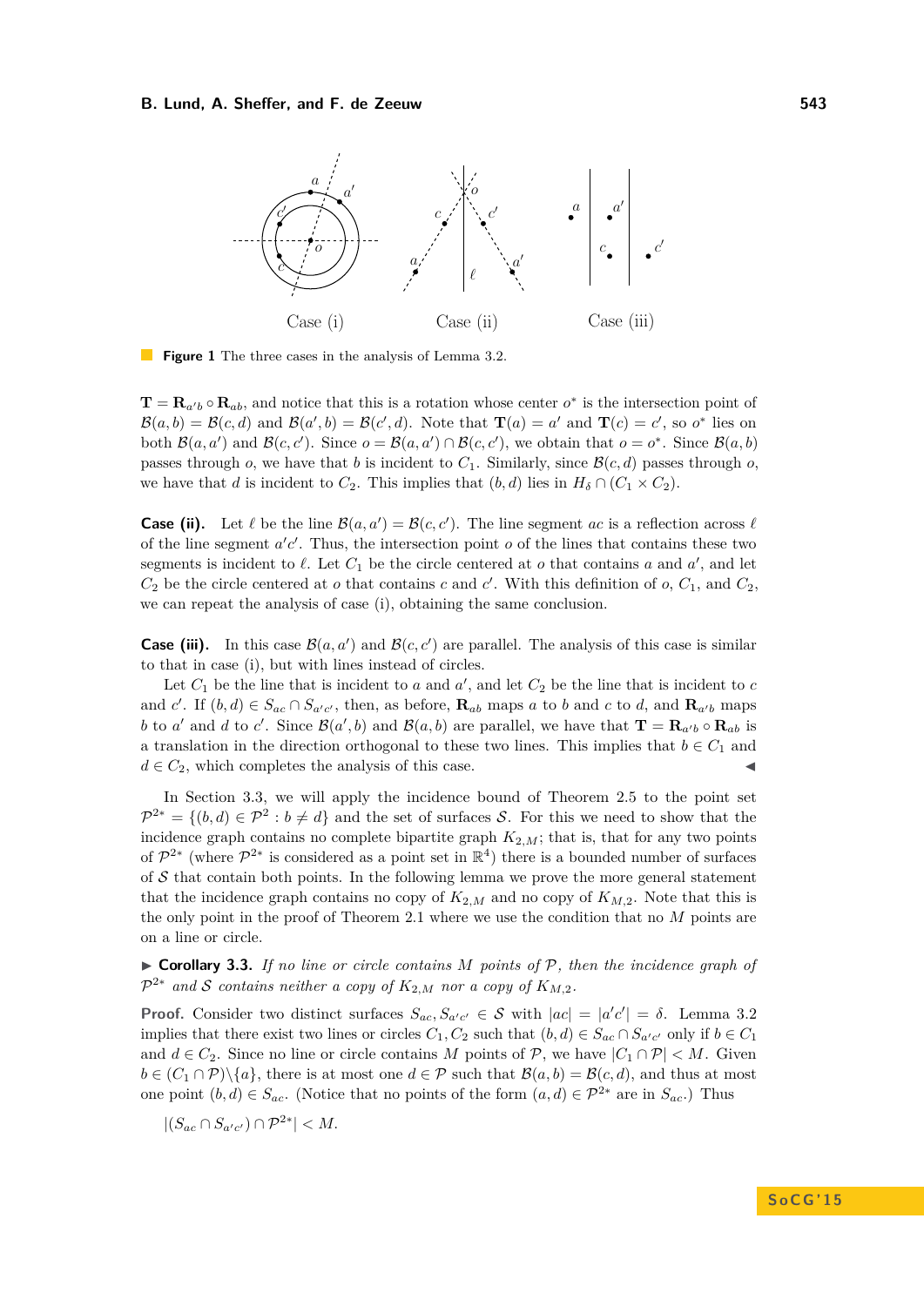Case (i) Case (ii) Case (iii)

**Figure 1** The three cases in the analysis of Lemma 3.2.

$\mathbf{T} = \mathbf{R}_{a'b} \circ \mathbf{R}_{ab}$, and notice that this is a rotation whose center $o^*$ is the intersection point of $\mathcal{B}(a,b) = \mathcal{B}(c,d)$ and $\mathcal{B}(a',b) = \mathcal{B}(c',d)$. Note that $\mathbf{T}(a) = a'$ and $\mathbf{T}(c) = c'$, so $o^*$ lies on both $\mathcal{B}(a,a')$ and $\mathcal{B}(c,c')$. Since $o = \mathcal{B}(a,a') \cap \mathcal{B}(c,c')$, we obtain that $o = o^*$. Since $\mathcal{B}(a,b)$ passes through $o$, we have that $b$ is incident to $C_1$. Similarly, since $\mathcal{B}(c,d)$ passes through $o$, we have that $d$ is incident to $C_2$. This implies that $(b,d)$ lies in $H_\delta \cap (C_1 \times C_2)$.

**Case (ii).** Let $\ell$ be the line $\mathcal{B}(a,a') = \mathcal{B}(c,c')$. The line segment $ac$ is a reflection across $\ell$ of the line segment $a'c'$. Thus, the intersection point $o$ of the lines that contains these two segments is incident to $\ell$. Let $C_1$ be the circle centered at $o$ that contains $a$ and $a'$, and let $C_2$ be the circle centered at $o$ that contains $c$ and $c'$. With this definition of $o$, $C_1$, and $C_2$, we can repeat the analysis of case (i), obtaining the same conclusion.

**Case (iii).** In this case $\mathcal{B}(a,a')$ and $\mathcal{B}(c,c')$ are parallel. The analysis of this case is similar to that in case (i), but with lines instead of circles.

Let $C_1$ be the line that is incident to $a$ and $a'$, and let $C_2$ be the line that is incident to $c$ and $c'$. If $(b,d) \in S_{ac} \cap S_{a'c'}$, then, as before, $\mathbf{R}_{ab}$ maps $a$ to $b$ and $c$ to $d$, and $\mathbf{R}_{a'b}$ maps $b$ to $a'$ and $d$ to $c'$. Since $\mathcal{B}(a',b)$ and $\mathcal{B}(a,b)$ are parallel, we have that $\mathbf{T} = \mathbf{R}_{a'b} \circ \mathbf{R}_{ab}$ is a translation in the direction orthogonal to these two lines. This implies that $b \in C_1$ and $d \in C_2$, which completes the analysis of this case. ◀

In Section 3.3, we will apply the incidence bound of Theorem 2.5 to the point set $\mathcal{P}^{2*} = \{(b,d) \in \mathcal{P}^2 : b \neq d\}$ and the set of surfaces $\mathcal{S}$. For this we need to show that the incidence graph contains no complete bipartite graph $K_{2,M}$; that is, that for any two points of $\mathcal{P}^{2*}$ (where $\mathcal{P}^{2*}$ is considered as a point set in $\mathbb{R}^4$) there is a bounded number of surfaces of $\mathcal{S}$ that contain both points. In the following lemma we prove the more general statement that the incidence graph contains no copy of $K_{2,M}$ and no copy of $K_{M,2}$. Note that this is the only point in the proof of Theorem 2.1 where we use the condition that no $M$ points are on a line or circle.

▶ **Corollary 3.3.** *If no line or circle contains $M$ points of $\mathcal{P}$, then the incidence graph of $\mathcal{P}^{2*}$ and $\mathcal{S}$ contains neither a copy of $K_{2,M}$ nor a copy of $K_{M,2}$.*

**Proof.** Consider two distinct surfaces $S_{ac}, S_{a'c'} \in \mathcal{S}$ with $|ac| = |a'c'| = \delta$. Lemma 3.2 implies that there exist two lines or circles $C_1, C_2$ such that $(b,d) \in S_{ac} \cap S_{a'c'}$ only if $b \in C_1$ and $d \in C_2$. Since no line or circle contains $M$ points of $\mathcal{P}$, we have $|C_1 \cap \mathcal{P}| < M$. Given $b \in (C_1 \cap \mathcal{P})\backslash\{a\}$, there is at most one $d \in \mathcal{P}$ such that $\mathcal{B}(a,b) = \mathcal{B}(c,d)$, and thus at most one point $(b,d) \in S_{ac}$. (Notice that no points of the form $(a,d) \in \mathcal{P}^{2*}$ are in $S_{ac}$.) Thus

$$|(S_{ac} \cap S_{a'c'}) \cap \mathcal{P}^{2*}| < M.$$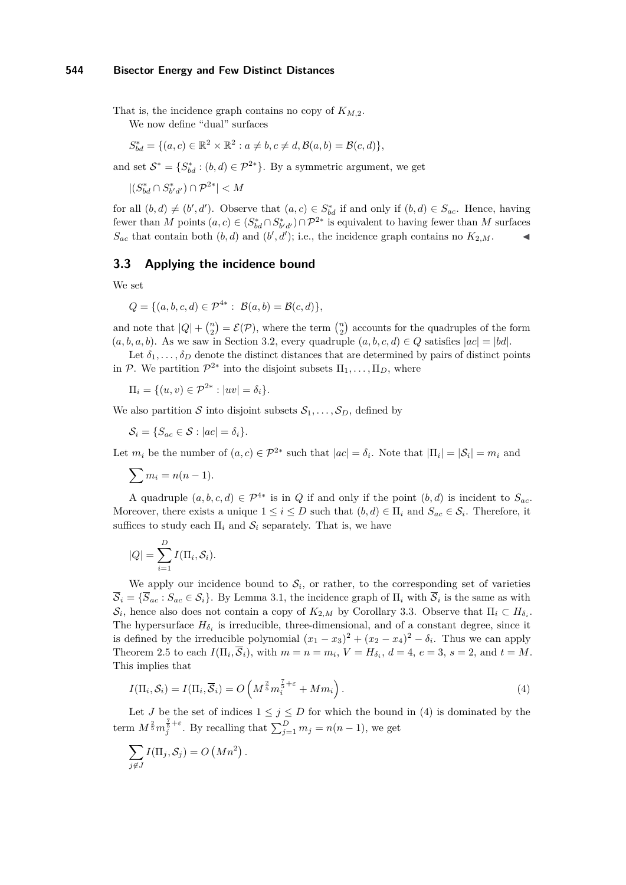That is, the incidence graph contains no copy of $K_{M,2}$.

We now define "dual" surfaces

$$S^*_{bd} = \{(a,c) \in \mathbb{R}^2 \times \mathbb{R}^2 : a \neq b, c \neq d, \mathcal{B}(a,b) = \mathcal{B}(c,d)\},$$

and set $\mathcal{S}^* = \{S^*_{bd} : (b,d) \in \mathcal{P}^{2*}\}$. By a symmetric argument, we get

$$|(S^*_{bd} \cap S^*_{b'd'}) \cap \mathcal{P}^{2*}| < M$$

for all $(b,d) \neq (b',d')$. Observe that $(a,c) \in S^*_{bd}$ if and only if $(b,d) \in S_{ac}$. Hence, having fewer than $M$ points $(a,c) \in (S^*_{bd} \cap S^*_{b'd'}) \cap \mathcal{P}^{2*}$ is equivalent to having fewer than $M$ surfaces $S_{ac}$ that contain both $(b,d)$ and $(b',d')$; i.e., the incidence graph contains no $K_{2,M}$. ◀

### 3.3 Applying the incidence bound

We set

$$Q = \{(a,b,c,d) \in \mathcal{P}^{4*} : \ \mathcal{B}(a,b) = \mathcal{B}(c,d)\},$$

and note that $|Q| + \binom{n}{2} = \mathcal{E}(\mathcal{P})$, where the term $\binom{n}{2}$ accounts for the quadruples of the form $(a,b,a,b)$. As we saw in Section 3.2, every quadruple $(a,b,c,d) \in Q$ satisfies $|ac| = |bd|$.

Let $\delta_1, \ldots, \delta_D$ denote the distinct distances that are determined by pairs of distinct points in $\mathcal{P}$. We partition $\mathcal{P}^{2*}$ into the disjoint subsets $\Pi_1, \ldots, \Pi_D$, where

$$\Pi_i = \{(u,v) \in \mathcal{P}^{2*} : |uv| = \delta_i\}.$$

We also partition $\mathcal{S}$ into disjoint subsets $\mathcal{S}_1, \ldots, \mathcal{S}_D$, defined by

$$\mathcal{S}_i = \{S_{ac} \in \mathcal{S} : |ac| = \delta_i\}.$$

Let $m_i$ be the number of $(a,c) \in \mathcal{P}^{2*}$ such that $|ac| = \delta_i$. Note that $|\Pi_i| = |\mathcal{S}_i| = m_i$ and

$$\sum m_i = n(n-1).$$

A quadruple $(a,b,c,d) \in \mathcal{P}^{4*}$ is in $Q$ if and only if the point $(b,d)$ is incident to $S_{ac}$. Moreover, there exists a unique $1 \leq i \leq D$ such that $(b,d) \in \Pi_i$ and $S_{ac} \in \mathcal{S}_i$. Therefore, it suffices to study each $\Pi_i$ and $\mathcal{S}_i$ separately. That is, we have

$$|Q| = \sum_{i=1}^{D} I(\Pi_i, \mathcal{S}_i).$$

We apply our incidence bound to $\mathcal{S}_i$, or rather, to the corresponding set of varieties $\overline{\mathcal{S}}_i = \{\overline{S}_{ac} : S_{ac} \in \mathcal{S}_i\}$. By Lemma 3.1, the incidence graph of $\Pi_i$ with $\overline{\mathcal{S}}_i$ is the same as with $\mathcal{S}_i$, hence also does not contain a copy of $K_{2,M}$ by Corollary 3.3. Observe that $\Pi_i \subset H_{\delta_i}$. The hypersurface $H_{\delta_i}$ is irreducible, three-dimensional, and of a constant degree, since it is defined by the irreducible polynomial $(x_1 - x_3)^2 + (x_2 - x_4)^2 - \delta_i$. Thus we can apply Theorem 2.5 to each $I(\Pi_i, \overline{\mathcal{S}}_i)$, with $m = n = m_i$, $V = H_{\delta_i}$, $d = 4$, $e = 3$, $s = 2$, and $t = M$. This implies that

$$I(\Pi_i, \mathcal{S}_i) = I(\Pi_i, \overline{\mathcal{S}}_i) = O\left(M^{\frac{2}{5}} m_i^{\frac{7}{5}+\varepsilon} + M m_i\right). \tag{4}$$

Let $J$ be the set of indices $1 \leq j \leq D$ for which the bound in (4) is dominated by the term $M^{\frac{2}{5}} m_j^{\frac{7}{5}+\varepsilon}$. By recalling that $\sum_{j=1}^{D} m_j = n(n-1)$, we get

$$\sum_{j \notin J} I(\Pi_j, \mathcal{S}_j) = O\left(Mn^2\right).$$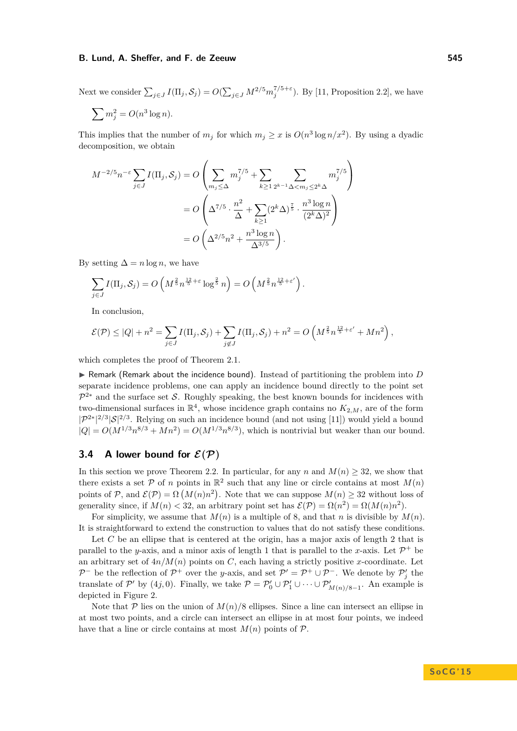Next we consider $\sum_{j\in J} I(\Pi_j, \mathcal{S}_j) = O(\sum_{j\in J} M^{2/5} m_j^{7/5+\varepsilon})$. By [11, Proposition 2.2], we have

$$\sum m_j^2 = O(n^3 \log n).$$

This implies that the number of $m_j$ for which $m_j \geq x$ is $O(n^3 \log n / x^2)$. By using a dyadic decomposition, we obtain

$$\begin{aligned}
M^{-2/5} n^{-\varepsilon} \sum_{j\in J} I(\Pi_j, \mathcal{S}_j) &= O\left( \sum_{m_j \leq \Delta} m_j^{7/5} + \sum_{k\geq 1} \sum_{2^{k-1}\Delta < m_j \leq 2^k \Delta} m_j^{7/5} \right) \\
&= O\left( \Delta^{7/5} \cdot \frac{n^2}{\Delta} + \sum_{k\geq 1} (2^k \Delta)^{\frac{7}{5}} \cdot \frac{n^3 \log n}{(2^k \Delta)^2} \right) \\
&= O\left( \Delta^{2/5} n^2 + \frac{n^3 \log n}{\Delta^{3/5}} \right).
\end{aligned}$$

By setting $\Delta = n \log n$, we have

$$\sum_{j\in J} I(\Pi_j, \mathcal{S}_j) = O\left( M^{\frac{2}{5}} n^{\frac{12}{5}+\varepsilon} \log^{\frac{2}{5}} n \right) = O\left( M^{\frac{2}{5}} n^{\frac{12}{5}+\varepsilon'} \right).$$

In conclusion,

$$\mathcal{E}(\mathcal{P}) \leq |Q| + n^2 = \sum_{j\in J} I(\Pi_j, \mathcal{S}_j) + \sum_{j\notin J} I(\Pi_j, \mathcal{S}_j) + n^2 = O\left( M^{\frac{2}{5}} n^{\frac{12}{5}+\varepsilon'} + Mn^2 \right),$$

which completes the proof of Theorem 2.1.

▶ Remark (Remark about the incidence bound). Instead of partitioning the problem into $D$ separate incidence problems, one can apply an incidence bound directly to the point set $\mathcal{P}^{2*}$ and the surface set $\mathcal{S}$. Roughly speaking, the best known bounds for incidences with two-dimensional surfaces in $\mathbb{R}^4$, whose incidence graph contains no $K_{2,M}$, are of the form $|\mathcal{P}^{2*}|^{2/3}|\mathcal{S}|^{2/3}$. Relying on such an incidence bound (and not using [11]) would yield a bound $|Q| = O(M^{1/3} n^{8/3} + Mn^2) = O(M^{1/3} n^{8/3})$, which is nontrivial but weaker than our bound.

## 3.4 A lower bound for $\mathcal{E}(\mathcal{P})$

In this section we prove Theorem 2.2. In particular, for any $n$ and $M(n) \geq 32$, we show that there exists a set $\mathcal{P}$ of $n$ points in $\mathbb{R}^2$ such that any line or circle contains at most $M(n)$ points of $\mathcal{P}$, and $\mathcal{E}(\mathcal{P}) = \Omega\left(M(n) n^2\right)$. Note that we can suppose $M(n) \geq 32$ without loss of generality since, if $M(n) < 32$, an arbitrary point set has $\mathcal{E}(\mathcal{P}) = \Omega(n^2) = \Omega(M(n) n^2)$.

For simplicity, we assume that $M(n)$ is a multiple of 8, and that $n$ is divisible by $M(n)$. It is straightforward to extend the construction to values that do not satisfy these conditions.

Let $C$ be an ellipse that is centered at the origin, has a major axis of length 2 that is parallel to the $y$-axis, and a minor axis of length 1 that is parallel to the $x$-axis. Let $\mathcal{P}^+$ be an arbitrary set of $4n/M(n)$ points on $C$, each having a strictly positive $x$-coordinate. Let $\mathcal{P}^-$ be the reflection of $\mathcal{P}^+$ over the $y$-axis, and set $\mathcal{P}' = \mathcal{P}^+ \cup \mathcal{P}^-$. We denote by $\mathcal{P}'_j$ the translate of $\mathcal{P}'$ by $(4j, 0)$. Finally, we take $\mathcal{P} = \mathcal{P}'_0 \cup \mathcal{P}'_1 \cup \cdots \cup \mathcal{P}'_{M(n)/8-1}$. An example is depicted in Figure 2.

Note that $\mathcal{P}$ lies on the union of $M(n)/8$ ellipses. Since a line can intersect an ellipse in at most two points, and a circle can intersect an ellipse in at most four points, we indeed have that a line or circle contains at most $M(n)$ points of $\mathcal{P}$.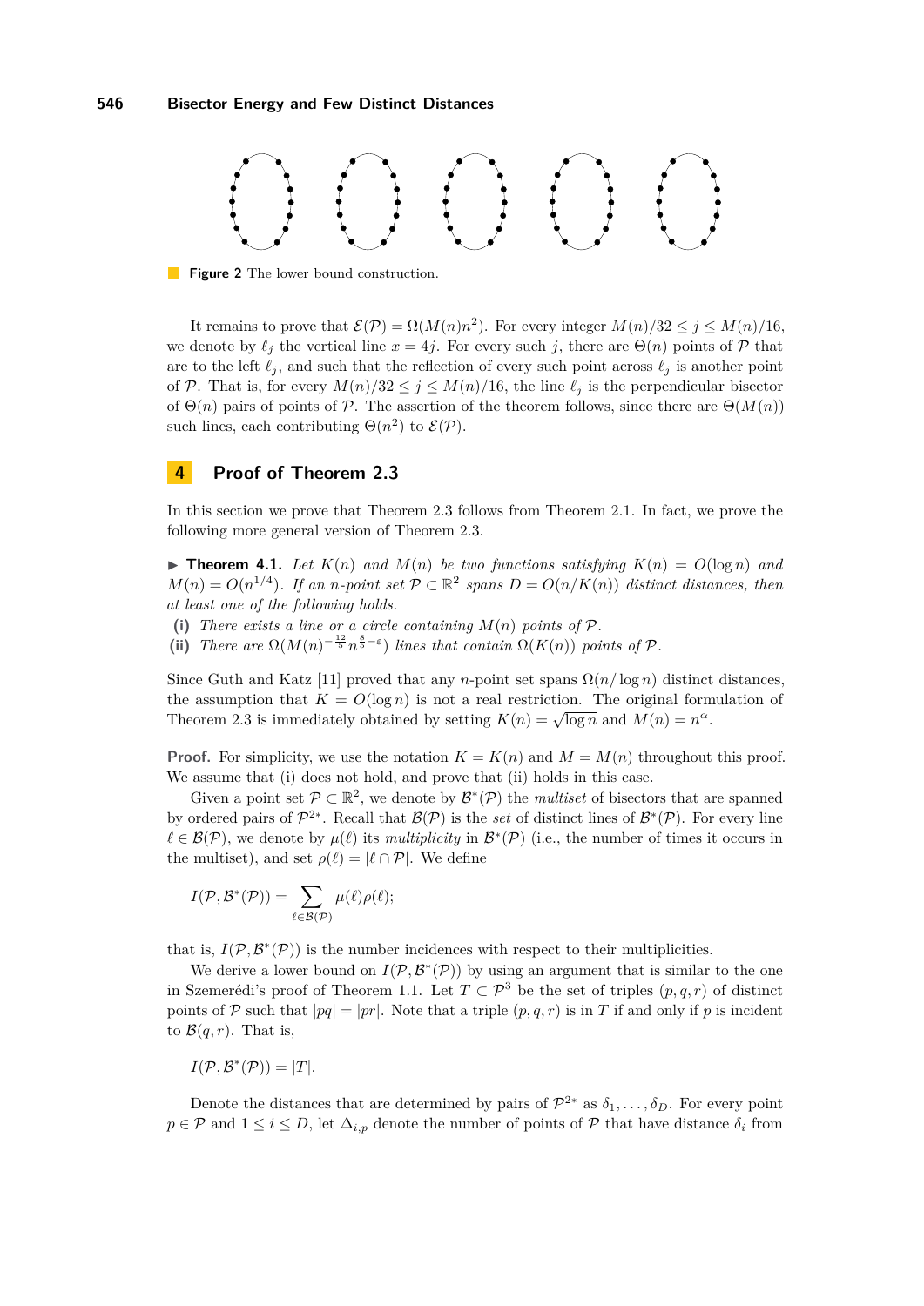**Figure 2** The lower bound construction.

It remains to prove that $\mathcal{E}(\mathcal{P}) = \Omega(M(n)n^2)$. For every integer $M(n)/32 \le j \le M(n)/16$, we denote by $\ell_j$ the vertical line $x = 4j$. For every such $j$, there are $\Theta(n)$ points of $\mathcal{P}$ that are to the left $\ell_j$, and such that the reflection of every such point across $\ell_j$ is another point of $\mathcal{P}$. That is, for every $M(n)/32 \le j \le M(n)/16$, the line $\ell_j$ is the perpendicular bisector of $\Theta(n)$ pairs of points of $\mathcal{P}$. The assertion of the theorem follows, since there are $\Theta(M(n))$ such lines, each contributing $\Theta(n^2)$ to $\mathcal{E}(\mathcal{P})$.

## 4 Proof of Theorem 2.3

In this section we prove that Theorem 2.3 follows from Theorem 2.1. In fact, we prove the following more general version of Theorem 2.3.

▶ **Theorem 4.1.** *Let $K(n)$ and $M(n)$ be two functions satisfying $K(n) = O(\log n)$ and $M(n) = O(n^{1/4})$. If an $n$-point set $\mathcal{P} \subset \mathbb{R}^2$ spans $D = O(n/K(n))$ distinct distances, then at least one of the following holds.*

**(i)** *There exists a line or a circle containing $M(n)$ points of $\mathcal{P}$.*

**(ii)** *There are $\Omega(M(n)^{-\frac{12}{5}} n^{\frac{8}{5}-\varepsilon})$ lines that contain $\Omega(K(n))$ points of $\mathcal{P}$.*

Since Guth and Katz [11] proved that any $n$-point set spans $\Omega(n/\log n)$ distinct distances, the assumption that $K = O(\log n)$ is not a real restriction. The original formulation of Theorem 2.3 is immediately obtained by setting $K(n) = \sqrt{\log n}$ and $M(n) = n^\alpha$.

**Proof.** For simplicity, we use the notation $K = K(n)$ and $M = M(n)$ throughout this proof. We assume that (i) does not hold, and prove that (ii) holds in this case.

Given a point set $\mathcal{P} \subset \mathbb{R}^2$, we denote by $\mathcal{B}^*(\mathcal{P})$ the *multiset* of bisectors that are spanned by ordered pairs of $\mathcal{P}^{2*}$. Recall that $\mathcal{B}(\mathcal{P})$ is the *set* of distinct lines of $\mathcal{B}^*(\mathcal{P})$. For every line $\ell \in \mathcal{B}(\mathcal{P})$, we denote by $\mu(\ell)$ its *multiplicity* in $\mathcal{B}^*(\mathcal{P})$ (i.e., the number of times it occurs in the multiset), and set $\rho(\ell) = |\ell \cap \mathcal{P}|$. We define

$$I(\mathcal{P}, \mathcal{B}^*(\mathcal{P})) = \sum_{\ell \in \mathcal{B}(\mathcal{P})} \mu(\ell)\rho(\ell);$$

that is, $I(\mathcal{P}, \mathcal{B}^*(\mathcal{P}))$ is the number incidences with respect to their multiplicities.

We derive a lower bound on $I(\mathcal{P}, \mathcal{B}^*(\mathcal{P}))$ by using an argument that is similar to the one in Szemerédi's proof of Theorem 1.1. Let $T \subset \mathcal{P}^3$ be the set of triples $(p, q, r)$ of distinct points of $\mathcal{P}$ such that $|pq| = |pr|$. Note that a triple $(p, q, r)$ is in $T$ if and only if $p$ is incident to $\mathcal{B}(q, r)$. That is,

$$I(\mathcal{P}, \mathcal{B}^*(\mathcal{P})) = |T|.$$

Denote the distances that are determined by pairs of $\mathcal{P}^{2*}$ as $\delta_1, \ldots, \delta_D$. For every point $p \in \mathcal{P}$ and $1 \le i \le D$, let $\Delta_{i,p}$ denote the number of points of $\mathcal{P}$ that have distance $\delta_i$ from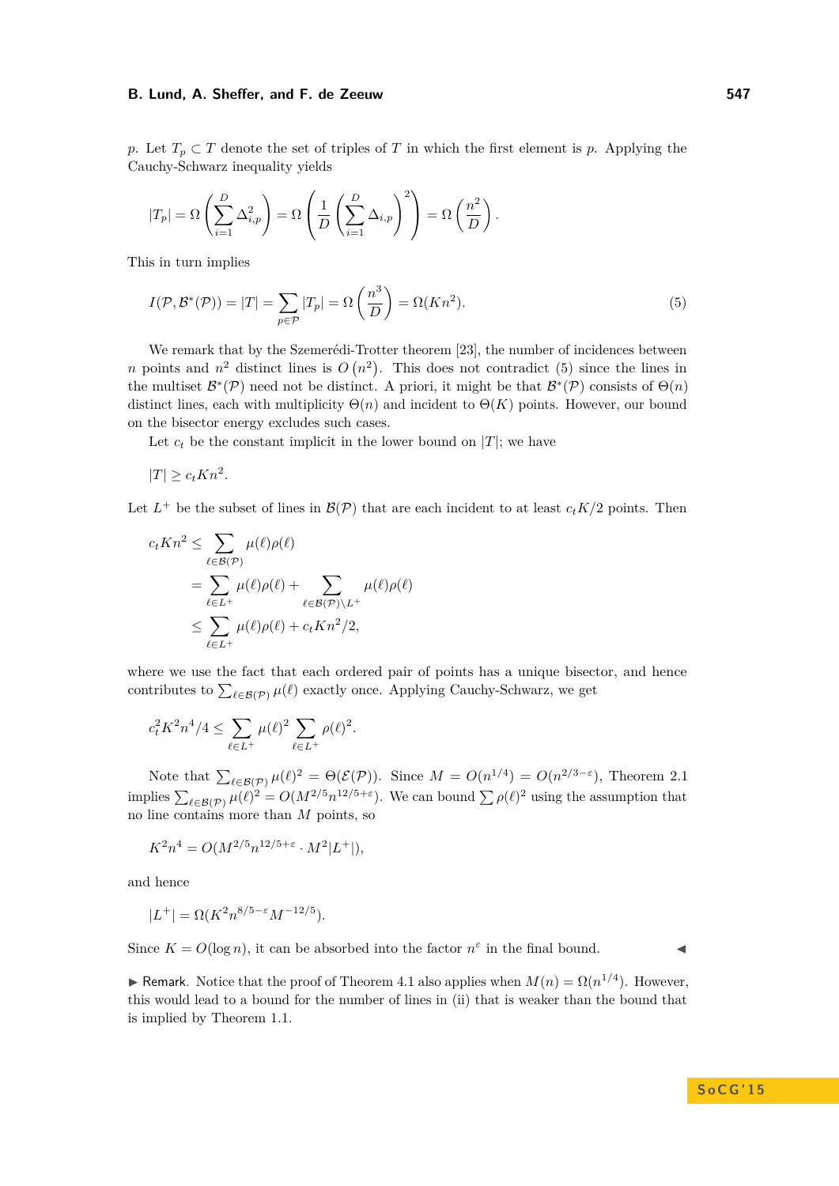$p$. Let $T_p \subset T$ denote the set of triples of $T$ in which the first element is $p$. Applying the Cauchy-Schwarz inequality yields

$$|T_p| = \Omega\left(\sum_{i=1}^{D} \Delta_{i,p}^2\right) = \Omega\left(\frac{1}{D}\left(\sum_{i=1}^{D} \Delta_{i,p}\right)^2\right) = \Omega\left(\frac{n^2}{D}\right).$$

This in turn implies

$$I(\mathcal{P}, \mathcal{B}^*(\mathcal{P})) = |T| = \sum_{p\in\mathcal{P}} |T_p| = \Omega\left(\frac{n^3}{D}\right) = \Omega(Kn^2). \tag{5}$$

We remark that by the Szemerédi-Trotter theorem [23], the number of incidences between $n$ points and $n^2$ distinct lines is $O(n^2)$. This does not contradict (5) since the lines in the multiset $\mathcal{B}^*(\mathcal{P})$ need not be distinct. A priori, it might be that $\mathcal{B}^*(\mathcal{P})$ consists of $\Theta(n)$ distinct lines, each with multiplicity $\Theta(n)$ and incident to $\Theta(K)$ points. However, our bound on the bisector energy excludes such cases.

Let $c_t$ be the constant implicit in the lower bound on $|T|$; we have

$$|T| \geq c_t K n^2.$$

Let $L^+$ be the subset of lines in $\mathcal{B}(\mathcal{P})$ that are each incident to at least $c_t K/2$ points. Then

$$\begin{aligned}
c_t K n^2 &\leq \sum_{\ell\in\mathcal{B}(\mathcal{P})} \mu(\ell)\rho(\ell) \\
&= \sum_{\ell\in L^+} \mu(\ell)\rho(\ell) + \sum_{\ell\in\mathcal{B}(\mathcal{P})\setminus L^+} \mu(\ell)\rho(\ell) \\
&\leq \sum_{\ell\in L^+} \mu(\ell)\rho(\ell) + c_t K n^2/2,
\end{aligned}$$

where we use the fact that each ordered pair of points has a unique bisector, and hence contributes to $\sum_{\ell\in\mathcal{B}(\mathcal{P})} \mu(\ell)$ exactly once. Applying Cauchy-Schwarz, we get

$$c_t^2 K^2 n^4/4 \leq \sum_{\ell\in L^+} \mu(\ell)^2 \sum_{\ell\in L^+} \rho(\ell)^2.$$

Note that $\sum_{\ell\in\mathcal{B}(\mathcal{P})} \mu(\ell)^2 = \Theta(\mathcal{E}(\mathcal{P}))$. Since $M = O(n^{1/4}) = O(n^{2/3-\varepsilon})$, Theorem 2.1 implies $\sum_{\ell\in\mathcal{B}(\mathcal{P})} \mu(\ell)^2 = O(M^{2/5} n^{12/5+\varepsilon})$. We can bound $\sum \rho(\ell)^2$ using the assumption that no line contains more than $M$ points, so

$$K^2 n^4 = O(M^{2/5} n^{12/5+\varepsilon} \cdot M^2 |L^+|),$$

and hence

$$|L^+| = \Omega(K^2 n^{8/5-\varepsilon} M^{-12/5}).$$

Since $K = O(\log n)$, it can be absorbed into the factor $n^\varepsilon$ in the final bound. ◀

▶ Remark. Notice that the proof of Theorem 4.1 also applies when $M(n) = \Omega(n^{1/4})$. However, this would lead to a bound for the number of lines in (ii) that is weaker than the bound that is implied by Theorem 1.1.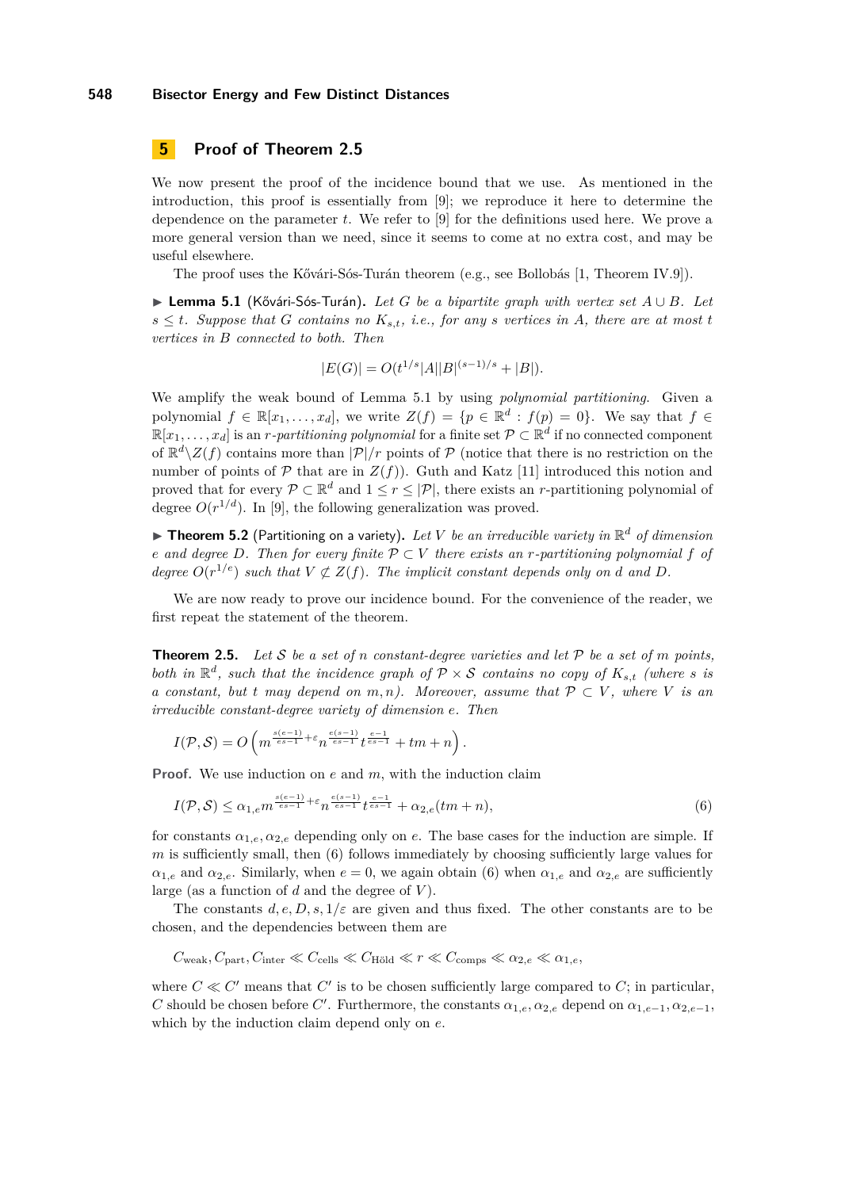## 5 Proof of Theorem 2.5

We now present the proof of the incidence bound that we use. As mentioned in the introduction, this proof is essentially from [9]; we reproduce it here to determine the dependence on the parameter $t$. We refer to [9] for the definitions used here. We prove a more general version than we need, since it seems to come at no extra cost, and may be useful elsewhere.

The proof uses the Kővári-Sós-Turán theorem (e.g., see Bollobás [1, Theorem IV.9]).

▶ **Lemma 5.1** (Kővári-Sós-Turán). *Let $G$ be a bipartite graph with vertex set $A \cup B$. Let $s \le t$. Suppose that $G$ contains no $K_{s,t}$, i.e., for any $s$ vertices in $A$, there are at most $t$ vertices in $B$ connected to both. Then*

$$|E(G)| = O(t^{1/s}|A||B|^{(s-1)/s} + |B|).$$

We amplify the weak bound of Lemma 5.1 by using *polynomial partitioning*. Given a polynomial $f \in \mathbb{R}[x_1, \dots, x_d]$, we write $Z(f) = \{p \in \mathbb{R}^d : f(p) = 0\}$. We say that $f \in \mathbb{R}[x_1, \dots, x_d]$ is an *$r$-partitioning polynomial* for a finite set $\mathcal{P} \subset \mathbb{R}^d$ if no connected component of $\mathbb{R}^d \backslash Z(f)$ contains more than $|\mathcal{P}|/r$ points of $\mathcal{P}$ (notice that there is no restriction on the number of points of $\mathcal{P}$ that are in $Z(f)$). Guth and Katz [11] introduced this notion and proved that for every $\mathcal{P} \subset \mathbb{R}^d$ and $1 \le r \le |\mathcal{P}|$, there exists an $r$-partitioning polynomial of degree $O(r^{1/d})$. In [9], the following generalization was proved.

▶ **Theorem 5.2** (Partitioning on a variety). *Let $V$ be an irreducible variety in $\mathbb{R}^d$ of dimension $e$ and degree $D$. Then for every finite $\mathcal{P} \subset V$ there exists an $r$-partitioning polynomial $f$ of degree $O(r^{1/e})$ such that $V \not\subset Z(f)$. The implicit constant depends only on $d$ and $D$.*

We are now ready to prove our incidence bound. For the convenience of the reader, we first repeat the statement of the theorem.

**Theorem 2.5.** *Let $\mathcal{S}$ be a set of $n$ constant-degree varieties and let $\mathcal{P}$ be a set of $m$ points, both in $\mathbb{R}^d$, such that the incidence graph of $\mathcal{P} \times \mathcal{S}$ contains no copy of $K_{s,t}$ (where $s$ is a constant, but $t$ may depend on $m, n$). Moreover, assume that $\mathcal{P} \subset V$, where $V$ is an irreducible constant-degree variety of dimension $e$. Then*

$$I(\mathcal{P}, \mathcal{S}) = O\left(m^{\frac{s(e-1)}{es-1}+\varepsilon} n^{\frac{e(s-1)}{es-1}} t^{\frac{e-1}{es-1}} + tm + n\right).$$

**Proof.** We use induction on $e$ and $m$, with the induction claim

$$I(\mathcal{P}, \mathcal{S}) \le \alpha_{1,e} m^{\frac{s(e-1)}{es-1}+\varepsilon} n^{\frac{e(s-1)}{es-1}} t^{\frac{e-1}{es-1}} + \alpha_{2,e}(tm + n), \tag{6}$$

for constants $\alpha_{1,e}, \alpha_{2,e}$ depending only on $e$. The base cases for the induction are simple. If $m$ is sufficiently small, then (6) follows immediately by choosing sufficiently large values for $\alpha_{1,e}$ and $\alpha_{2,e}$. Similarly, when $e = 0$, we again obtain (6) when $\alpha_{1,e}$ and $\alpha_{2,e}$ are sufficiently large (as a function of $d$ and the degree of $V$).

The constants $d, e, D, s, 1/\varepsilon$ are given and thus fixed. The other constants are to be chosen, and the dependencies between them are

$$C_{\text{weak}}, C_{\text{part}}, C_{\text{inter}} \ll C_{\text{cells}} \ll C_{\text{Höld}} \ll r \ll C_{\text{comps}} \ll \alpha_{2,e} \ll \alpha_{1,e},$$

where $C \ll C'$ means that $C'$ is to be chosen sufficiently large compared to $C$; in particular, $C$ should be chosen before $C'$. Furthermore, the constants $\alpha_{1,e}, \alpha_{2,e}$ depend on $\alpha_{1,e-1}, \alpha_{2,e-1}$, which by the induction claim depend only on $e$.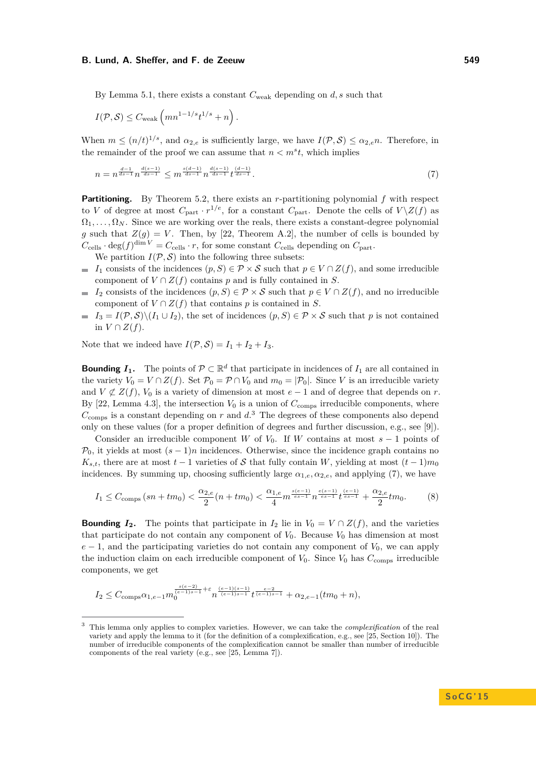By Lemma 5.1, there exists a constant $C_{\text{weak}}$ depending on $d, s$ such that

$$I(\mathcal{P}, \mathcal{S}) \leq C_{\text{weak}} \left( mn^{1-1/s} t^{1/s} + n \right).$$

When $m \leq (n/t)^{1/s}$, and $\alpha_{2,e}$ is sufficiently large, we have $I(\mathcal{P}, \mathcal{S}) \leq \alpha_{2,e} n$. Therefore, in the remainder of the proof we can assume that $n < m^s t$, which implies

$$n = n^{\frac{d-1}{ds-1}} n^{\frac{d(s-1)}{ds-1}} \leq m^{\frac{s(d-1)}{ds-1}} n^{\frac{d(s-1)}{ds-1}} t^{\frac{(d-1)}{ds-1}}. \tag{7}$$

**Partitioning.** By Theorem 5.2, there exists an $r$-partitioning polynomial $f$ with respect to $V$ of degree at most $C_{\text{part}} \cdot r^{1/e}$, for a constant $C_{\text{part}}$. Denote the cells of $V \backslash Z(f)$ as $\Omega_1, \ldots, \Omega_N$. Since we are working over the reals, there exists a constant-degree polynomial $g$ such that $Z(g) = V$. Then, by [22, Theorem A.2], the number of cells is bounded by $C_{\text{cells}} \cdot \deg(f)^{\dim V} = C_{\text{cells}} \cdot r$, for some constant $C_{\text{cells}}$ depending on $C_{\text{part}}$.

We partition $I(\mathcal{P}, \mathcal{S})$ into the following three subsets:

- $I_1$ consists of the incidences $(p, S) \in \mathcal{P} \times \mathcal{S}$ such that $p \in V \cap Z(f)$, and some irreducible component of $V \cap Z(f)$ contains $p$ and is fully contained in $S$.
- $I_2$ consists of the incidences $(p, S) \in \mathcal{P} \times \mathcal{S}$ such that $p \in V \cap Z(f)$, and no irreducible component of $V \cap Z(f)$ that contains $p$ is contained in $S$.
- $I_3 = I(\mathcal{P}, \mathcal{S}) \backslash (I_1 \cup I_2)$, the set of incidences $(p, S) \in \mathcal{P} \times \mathcal{S}$ such that $p$ is not contained in $V \cap Z(f)$.

Note that we indeed have $I(\mathcal{P}, \mathcal{S}) = I_1 + I_2 + I_3$.

**Bounding $I_1$.** The points of $\mathcal{P} \subset \mathbb{R}^d$ that participate in incidences of $I_1$ are all contained in the variety $V_0 = V \cap Z(f)$. Set $\mathcal{P}_0 = \mathcal{P} \cap V_0$ and $m_0 = |\mathcal{P}_0|$. Since $V$ is an irreducible variety and $V \not\subset Z(f)$, $V_0$ is a variety of dimension at most $e-1$ and of degree that depends on $r$. By [22, Lemma 4.3], the intersection $V_0$ is a union of $C_{\text{comps}}$ irreducible components, where $C_{\text{comps}}$ is a constant depending on $r$ and $d$.[3] The degrees of these components also depend only on these values (for a proper definition of degrees and further discussion, e.g., see [9]).

Consider an irreducible component $W$ of $V_0$. If $W$ contains at most $s-1$ points of $\mathcal{P}_0$, it yields at most $(s-1)n$ incidences. Otherwise, since the incidence graph contains no $K_{s,t}$, there are at most $t-1$ varieties of $\mathcal{S}$ that fully contain $W$, yielding at most $(t-1)m_0$ incidences. By summing up, choosing sufficiently large $\alpha_{1,e}, \alpha_{2,e}$, and applying (7), we have

$$I_1 \leq C_{\text{comps}} (sn + tm_0) < \frac{\alpha_{2,e}}{2}(n + tm_0) < \frac{\alpha_{1,e}}{4} m^{\frac{s(e-1)}{es-1}} n^{\frac{e(s-1)}{es-1}} t^{\frac{(e-1)}{es-1}} + \frac{\alpha_{2,e}}{2} tm_0. \tag{8}$$

**Bounding $I_2$.** The points that participate in $I_2$ lie in $V_0 = V \cap Z(f)$, and the varieties that participate do not contain any component of $V_0$. Because $V_0$ has dimension at most $e-1$, and the participating varieties do not contain any component of $V_0$, we can apply the induction claim on each irreducible component of $V_0$. Since $V_0$ has $C_{\text{comps}}$ irreducible components, we get

$$I_2 \leq C_{\text{comps}} \alpha_{1,e-1} m_0^{\frac{s(e-2)}{(e-1)s-1}+\varepsilon} n^{\frac{(e-1)(s-1)}{(e-1)s-1}} t^{\frac{e-2}{(e-1)s-1}} + \alpha_{2,e-1}(tm_0 + n),$$

---

[3] This lemma only applies to complex varieties. However, we can take the *complexification* of the real variety and apply the lemma to it (for the definition of a complexification, e.g., see [25, Section 10]). The number of irreducible components of the complexification cannot be smaller than number of irreducible components of the real variety (e.g., see [25, Lemma 7]).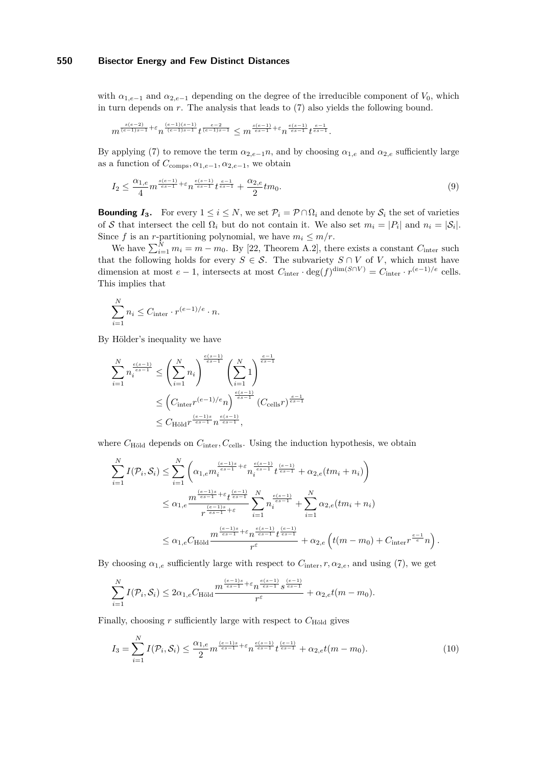with $\alpha_{1,e-1}$ and $\alpha_{2,e-1}$ depending on the degree of the irreducible component of $V_0$, which in turn depends on $r$. The analysis that leads to (7) also yields the following bound.

$$m^{\frac{s(e-2)}{(e-1)s-1}+\varepsilon} n^{\frac{(e-1)(s-1)}{(e-1)s-1}} t^{\frac{e-2}{(e-1)s-1}} \leq m^{\frac{s(e-1)}{es-1}+\varepsilon} n^{\frac{e(s-1)}{es-1}} t^{\frac{e-1}{es-1}}.$$

By applying (7) to remove the term $\alpha_{2,e-1}n$, and by choosing $\alpha_{1,e}$ and $\alpha_{2,e}$ sufficiently large as a function of $C_{\text{comps}}, \alpha_{1,e-1}, \alpha_{2,e-1}$, we obtain

$$I_2 \leq \frac{\alpha_{1,e}}{4} m^{\frac{s(e-1)}{es-1}+\varepsilon} n^{\frac{e(s-1)}{es-1}} t^{\frac{e-1}{es-1}} + \frac{\alpha_{2,e}}{2} t m_0. \tag{9}$$

**Bounding $I_3$.** For every $1 \leq i \leq N$, we set $\mathcal{P}_i = \mathcal{P} \cap \Omega_i$ and denote by $\mathcal{S}_i$ the set of varieties of $\mathcal{S}$ that intersect the cell $\Omega_i$ but do not contain it. We also set $m_i = |P_i|$ and $n_i = |\mathcal{S}_i|$. Since $f$ is an $r$-partitioning polynomial, we have $m_i \leq m/r$.

We have $\sum_{i=1}^{N} m_i = m - m_0$. By [22, Theorem A.2], there exists a constant $C_{\text{inter}}$ such that the following holds for every $S \in \mathcal{S}$. The subvariety $S \cap V$ of $V$, which must have dimension at most $e-1$, intersects at most $C_{\text{inter}} \cdot \deg(f)^{\dim(S \cap V)} = C_{\text{inter}} \cdot r^{(e-1)/e}$ cells. This implies that

$$\sum_{i=1}^{N} n_i \leq C_{\text{inter}} \cdot r^{(e-1)/e} \cdot n.$$

By Hölder's inequality we have

$$\begin{aligned}
\sum_{i=1}^{N} n_i^{\frac{e(s-1)}{es-1}} &\leq \left(\sum_{i=1}^{N} n_i\right)^{\frac{e(s-1)}{es-1}} \left(\sum_{i=1}^{N} 1\right)^{\frac{e-1}{es-1}} \\
&\leq \left(C_{\text{inter}} r^{(e-1)/e} n\right)^{\frac{e(s-1)}{es-1}} \left(C_{\text{cells}} r\right)^{\frac{e-1}{es-1}} \\
&\leq C_{\text{Höld}} r^{\frac{(e-1)s}{es-1}} n^{\frac{e(s-1)}{es-1}},
\end{aligned}$$

where $C_{\text{Höld}}$ depends on $C_{\text{inter}}, C_{\text{cells}}$. Using the induction hypothesis, we obtain

$$\begin{aligned}
\sum_{i=1}^{N} I(\mathcal{P}_i, \mathcal{S}_i) &\leq \sum_{i=1}^{N} \left(\alpha_{1,e} m_i^{\frac{(e-1)s}{es-1}+\varepsilon} n_i^{\frac{e(s-1)}{es-1}} t^{\frac{(e-1)}{es-1}} + \alpha_{2,e}(t m_i + n_i)\right) \\
&\leq \alpha_{1,e} \frac{m^{\frac{(e-1)s}{es-1}+\varepsilon} t^{\frac{(e-1)}{es-1}}}{r^{\frac{(e-1)s}{es-1}+\varepsilon}} \sum_{i=1}^{N} n_i^{\frac{e(s-1)}{es-1}} + \sum_{i=1}^{N} \alpha_{2,e}(t m_i + n_i) \\
&\leq \alpha_{1,e} C_{\text{Höld}} \frac{m^{\frac{(e-1)s}{es-1}+\varepsilon} n^{\frac{e(s-1)}{es-1}} t^{\frac{(e-1)}{es-1}}}{r^{\varepsilon}} + \alpha_{2,e}\left(t(m - m_0) + C_{\text{inter}} r^{\frac{e-1}{e}} n\right).
\end{aligned}$$

By choosing $\alpha_{1,e}$ sufficiently large with respect to $C_{\text{inter}}, r, \alpha_{2,e}$, and using (7), we get

$$\sum_{i=1}^{N} I(\mathcal{P}_i, \mathcal{S}_i) \leq 2\alpha_{1,e} C_{\text{Höld}} \frac{m^{\frac{(e-1)s}{es-1}+\varepsilon} n^{\frac{e(s-1)}{es-1}} s^{\frac{(e-1)}{es-1}}}{r^{\varepsilon}} + \alpha_{2,e} t(m - m_0).$$

Finally, choosing $r$ sufficiently large with respect to $C_{\text{Höld}}$ gives

$$I_3 = \sum_{i=1}^{N} I(\mathcal{P}_i, \mathcal{S}_i) \leq \frac{\alpha_{1,e}}{2} m^{\frac{(e-1)s}{es-1}+\varepsilon} n^{\frac{e(s-1)}{es-1}} t^{\frac{(e-1)}{es-1}} + \alpha_{2,e} t(m - m_0). \tag{10}$$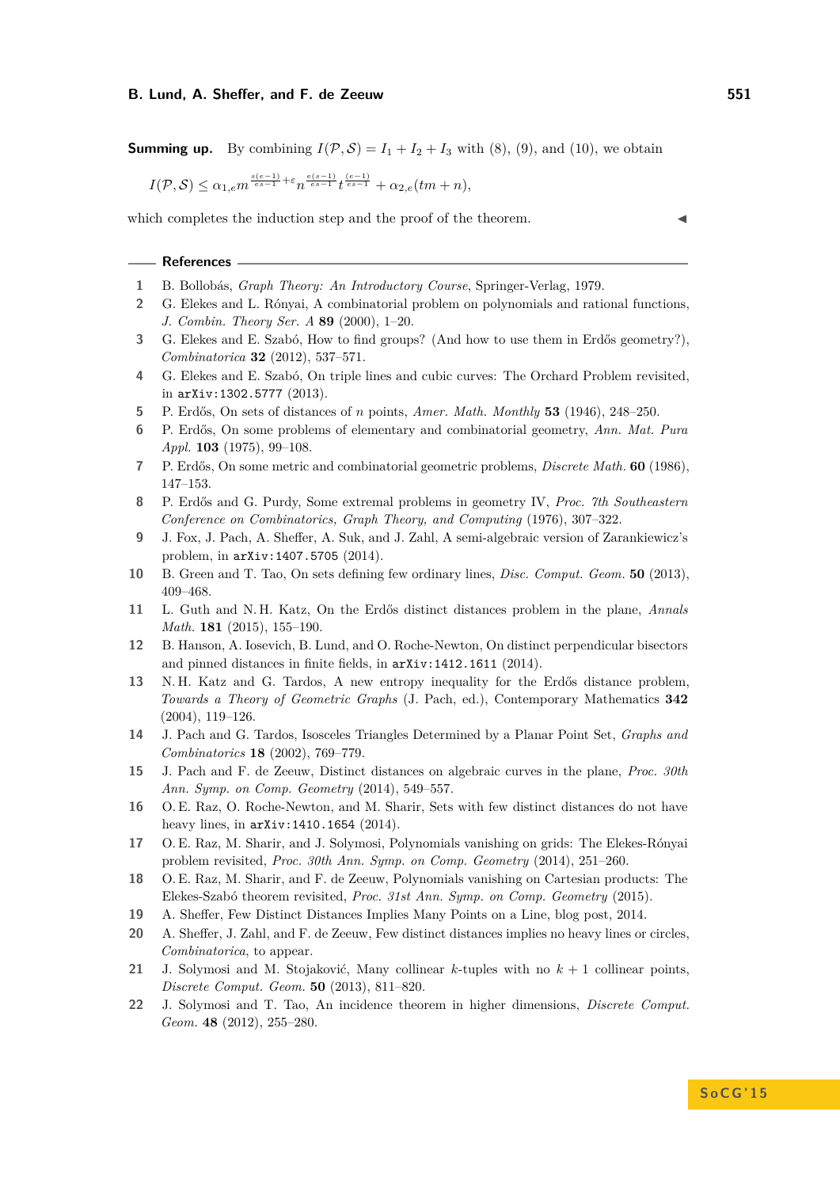**Summing up.** By combining $I(\mathcal{P}, \mathcal{S}) = I_1 + I_2 + I_3$ with (8), (9), and (10), we obtain

$$I(\mathcal{P}, \mathcal{S}) \leq \alpha_{1,e} m^{\frac{s(e-1)}{es-1}+\varepsilon} n^{\frac{e(s-1)}{es-1}} t^{\frac{(e-1)}{es-1}} + \alpha_{2,e}(tm+n),$$

which completes the induction step and the proof of the theorem. ◀

## References

1. B. Bollobás, *Graph Theory: An Introductory Course*, Springer-Verlag, 1979.
2. G. Elekes and L. Rónyai, A combinatorial problem on polynomials and rational functions, *J. Combin. Theory Ser. A* **89** (2000), 1–20.
3. G. Elekes and E. Szabó, How to find groups? (And how to use them in Erdős geometry?), *Combinatorica* **32** (2012), 537–571.
4. G. Elekes and E. Szabó, On triple lines and cubic curves: The Orchard Problem revisited, in `arXiv:1302.5777` (2013).
5. P. Erdős, On sets of distances of $n$ points, *Amer. Math. Monthly* **53** (1946), 248–250.
6. P. Erdős, On some problems of elementary and combinatorial geometry, *Ann. Mat. Pura Appl.* **103** (1975), 99–108.
7. P. Erdős, On some metric and combinatorial geometric problems, *Discrete Math.* **60** (1986), 147–153.
8. P. Erdős and G. Purdy, Some extremal problems in geometry IV, *Proc. 7th Southeastern Conference on Combinatorics, Graph Theory, and Computing* (1976), 307–322.
9. J. Fox, J. Pach, A. Sheffer, A. Suk, and J. Zahl, A semi-algebraic version of Zarankiewicz's problem, in `arXiv:1407.5705` (2014).
10. B. Green and T. Tao, On sets defining few ordinary lines, *Disc. Comput. Geom.* **50** (2013), 409–468.
11. L. Guth and N.H. Katz, On the Erdős distinct distances problem in the plane, *Annals Math.* **181** (2015), 155–190.
12. B. Hanson, A. Iosevich, B. Lund, and O. Roche-Newton, On distinct perpendicular bisectors and pinned distances in finite fields, in `arXiv:1412.1611` (2014).
13. N.H. Katz and G. Tardos, A new entropy inequality for the Erdős distance problem, *Towards a Theory of Geometric Graphs* (J. Pach, ed.), Contemporary Mathematics **342** (2004), 119–126.
14. J. Pach and G. Tardos, Isosceles Triangles Determined by a Planar Point Set, *Graphs and Combinatorics* **18** (2002), 769–779.
15. J. Pach and F. de Zeeuw, Distinct distances on algebraic curves in the plane, *Proc. 30th Ann. Symp. on Comp. Geometry* (2014), 549–557.
16. O.E. Raz, O. Roche-Newton, and M. Sharir, Sets with few distinct distances do not have heavy lines, in `arXiv:1410.1654` (2014).
17. O.E. Raz, M. Sharir, and J. Solymosi, Polynomials vanishing on grids: The Elekes-Rónyai problem revisited, *Proc. 30th Ann. Symp. on Comp. Geometry* (2014), 251–260.
18. O.E. Raz, M. Sharir, and F. de Zeeuw, Polynomials vanishing on Cartesian products: The Elekes-Szabó theorem revisited, *Proc. 31st Ann. Symp. on Comp. Geometry* (2015).
19. A. Sheffer, Few Distinct Distances Implies Many Points on a Line, blog post, 2014.
20. A. Sheffer, J. Zahl, and F. de Zeeuw, Few distinct distances implies no heavy lines or circles, *Combinatorica*, to appear.
21. J. Solymosi and M. Stojaković, Many collinear $k$-tuples with no $k+1$ collinear points, *Discrete Comput. Geom.* **50** (2013), 811–820.
22. J. Solymosi and T. Tao, An incidence theorem in higher dimensions, *Discrete Comput. Geom.* **48** (2012), 255–280.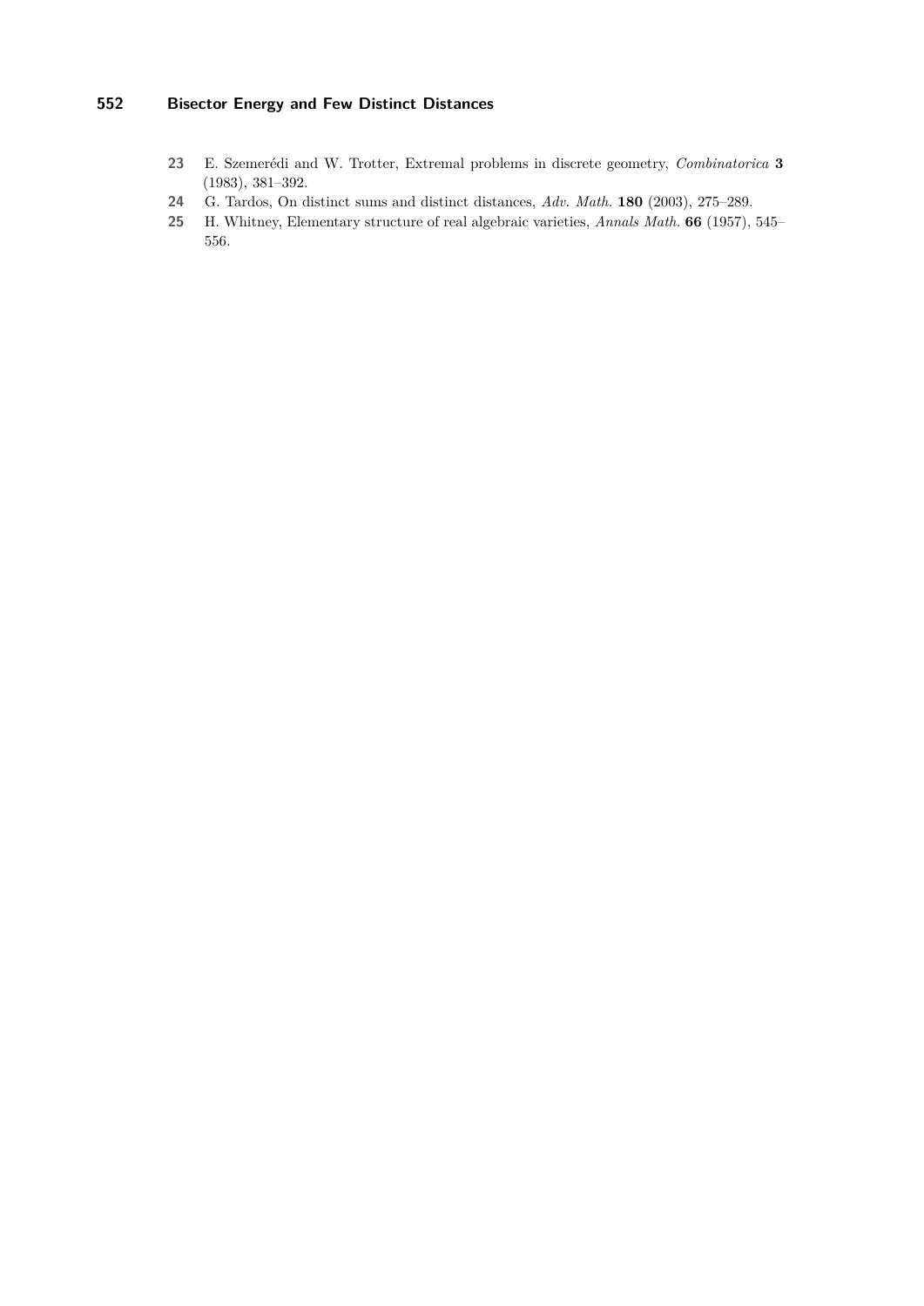23 E. Szemerédi and W. Trotter, Extremal problems in discrete geometry, *Combinatorica* **3** (1983), 381–392.

24 G. Tardos, On distinct sums and distinct distances, *Adv. Math.* **180** (2003), 275–289.

25 H. Whitney, Elementary structure of real algebraic varieties, *Annals Math.* **66** (1957), 545–556.